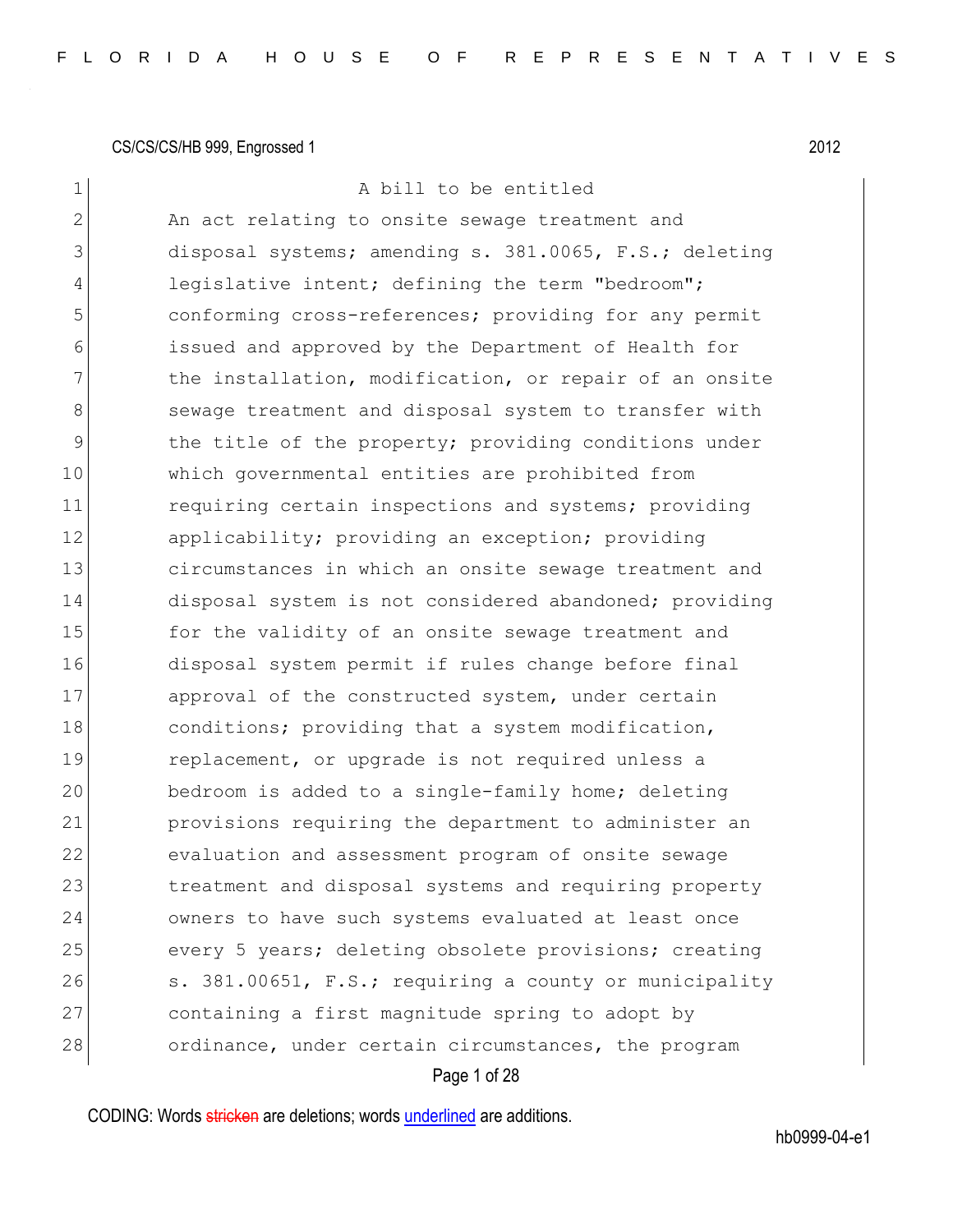CS/CS/CS/HB 999, Engrossed 1

A bill to be entitled

An act relating to onsite sewage treatment and disposal systems; amending s. 381.0065, F.S.; deleting legislative intent; defining the term "bedroom"; conforming cross-references; providing for any permit issued and approved by the Department of Health for the installation, modification, or repair of an onsite sewage treatment and disposal system to transfer with the title of the property; providing conditions under which governmental entities are prohibited from requiring certain inspections and systems; providing applicability; providing an exception; providing circumstances in which an onsite sewage treatment and disposal system is not considered abandoned; providing for the validity of an onsite sewage treatment and disposal system permit if rules change before final approval of the constructed system, under certain conditions; providing that a system modification, replacement, or upgrade is not required unless a bedroom is added to a single-family home; deleting provisions requiring the department to administer an evaluation and assessment program of onsite sewage treatment and disposal systems and requiring property owners to have such systems evaluated at least once every 5 years; deleting obsolete provisions; creating s. 381.00651, F.S.; requiring a county or municipality containing a first magnitude spring to adopt by ordinance, under certain circumstances, the program

CODING: Words stricken are deletions; words underlined are additions.

hb0999-04-e1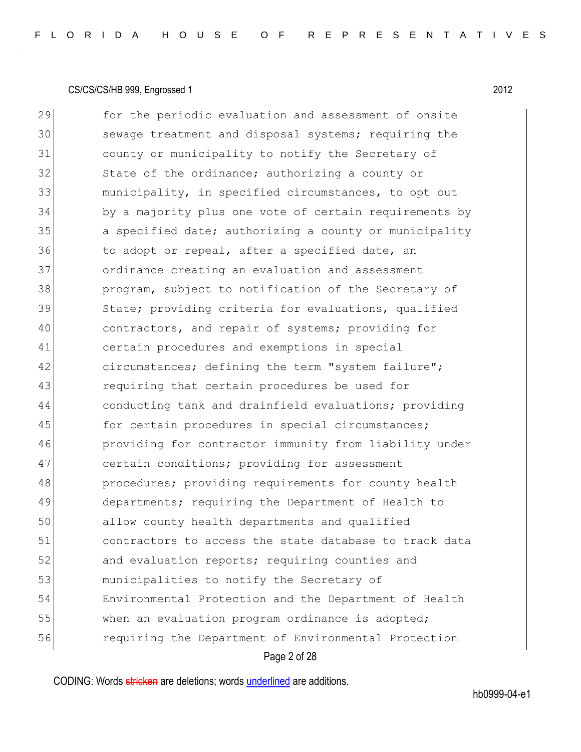29 for the periodic evaluation and assessment of onsite
30 sewage treatment and disposal systems; requiring the
31 county or municipality to notify the Secretary of
32 State of the ordinance; authorizing a county or
33 municipality, in specified circumstances, to opt out
34 by a majority plus one vote of certain requirements by
35 a specified date; authorizing a county or municipality
36 to adopt or repeal, after a specified date, an
37 ordinance creating an evaluation and assessment
38 program, subject to notification of the Secretary of
39 State; providing criteria for evaluations, qualified
40 contractors, and repair of systems; providing for
41 certain procedures and exemptions in special
42 circumstances; defining the term "system failure";
43 requiring that certain procedures be used for
44 conducting tank and drainfield evaluations; providing
45 for certain procedures in special circumstances;
46 providing for contractor immunity from liability under
47 certain conditions; providing for assessment
48 procedures; providing requirements for county health
49 departments; requiring the Department of Health to
50 allow county health departments and qualified
51 contractors to access the state database to track data
52 and evaluation reports; requiring counties and
53 municipalities to notify the Secretary of
54 Environmental Protection and the Department of Health
55 when an evaluation program ordinance is adopted;
56 requiring the Department of Environmental Protection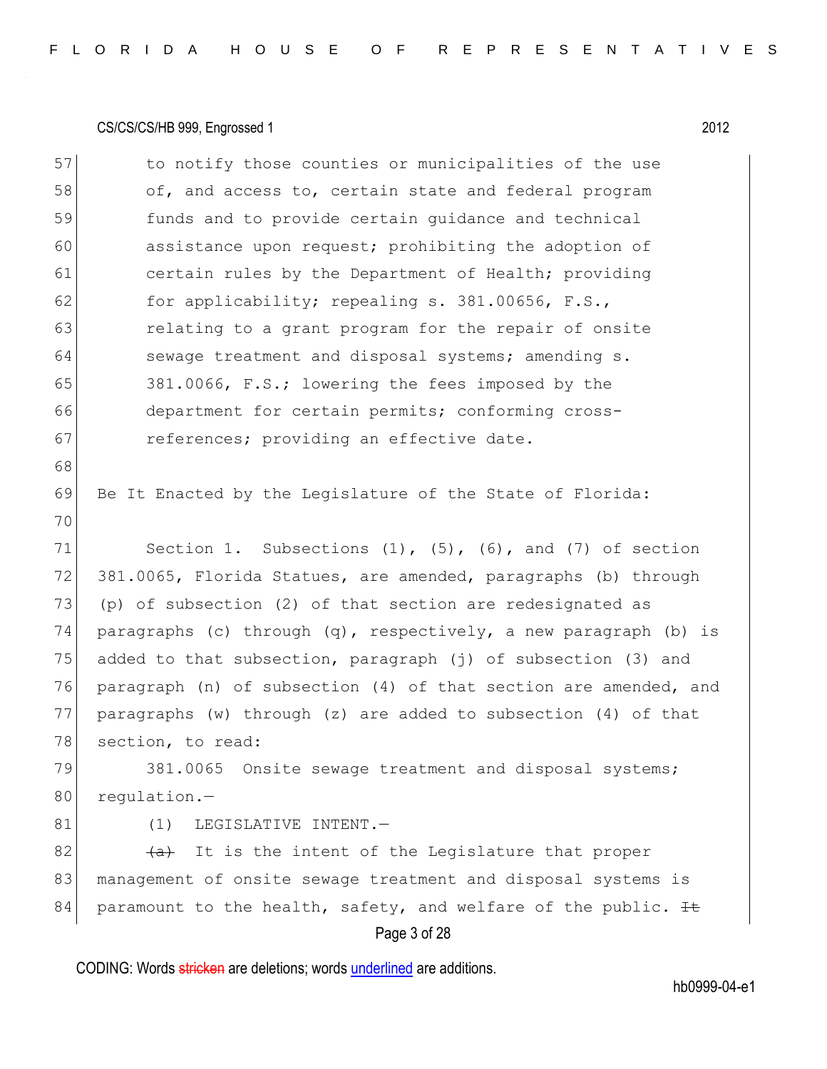57 to notify those counties or municipalities of the use
58 of, and access to, certain state and federal program
59 funds and to provide certain guidance and technical
60 assistance upon request; prohibiting the adoption of
61 certain rules by the Department of Health; providing
62 for applicability; repealing s. 381.00656, F.S.,
63 relating to a grant program for the repair of onsite
64 sewage treatment and disposal systems; amending s.
65 381.0066, F.S.; lowering the fees imposed by the
66 department for certain permits; conforming cross-
67 references; providing an effective date.

68

69 Be It Enacted by the Legislature of the State of Florida:

70

71 Section 1. Subsections (1), (5), (6), and (7) of section
72 381.0065, Florida Statues, are amended, paragraphs (b) through
73 (p) of subsection (2) of that section are redesignated as
74 paragraphs (c) through (q), respectively, a new paragraph (b) is
75 added to that subsection, paragraph (j) of subsection (3) and
76 paragraph (n) of subsection (4) of that section are amended, and
77 paragraphs (w) through (z) are added to subsection (4) of that
78 section, to read:

79 381.0065 Onsite sewage treatment and disposal systems;
80 regulation.—

81 (1) LEGISLATIVE INTENT.—

82 ~~(a)~~ It is the intent of the Legislature that proper
83 management of onsite sewage treatment and disposal systems is
84 paramount to the health, safety, and welfare of the public. ~~It~~

CODING: Words ~~stricken~~ are deletions; words underlined are additions.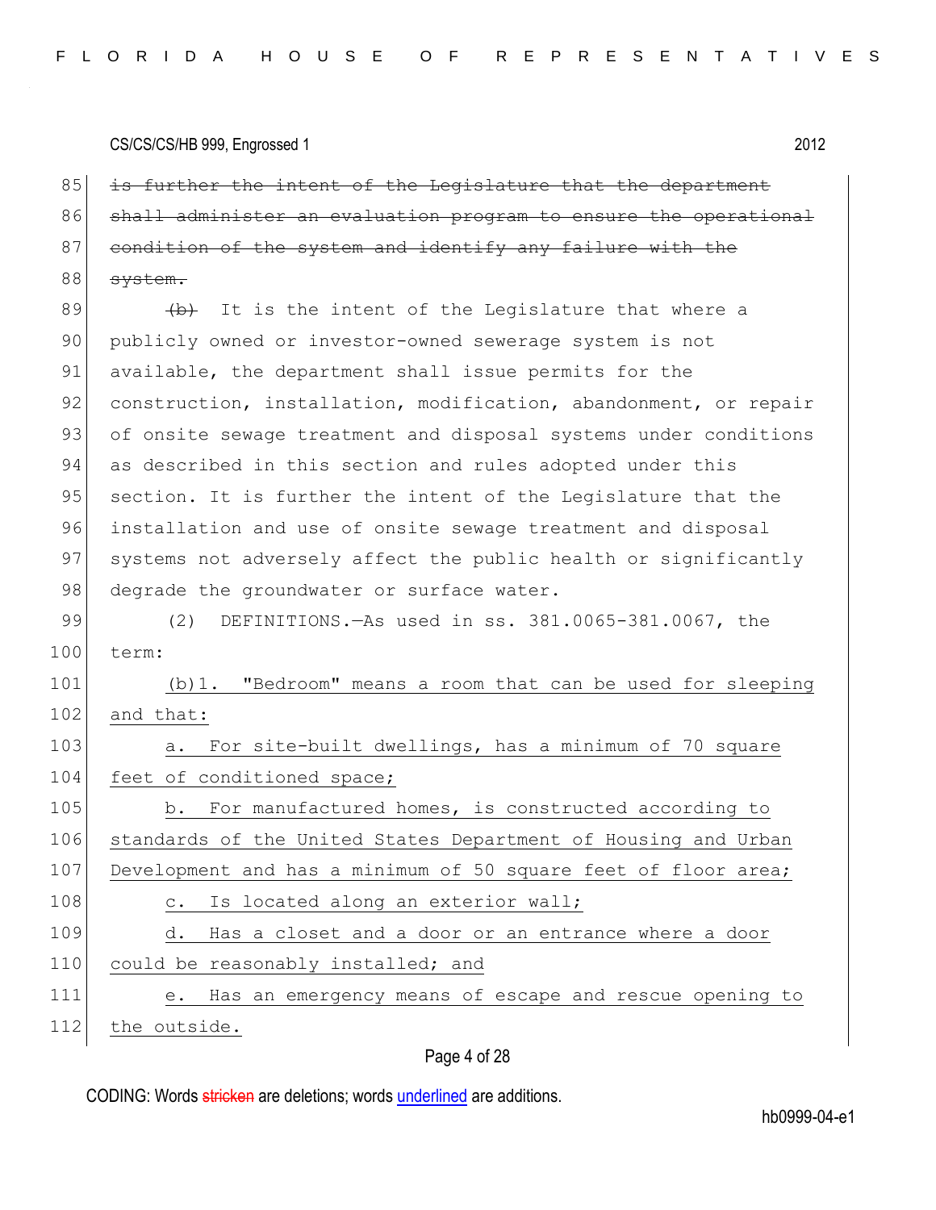~~is further the intent of the Legislature that the department shall administer an evaluation program to ensure the operational condition of the system and identify any failure with the system.~~

~~(b)~~ It is the intent of the Legislature that where a publicly owned or investor-owned sewerage system is not available, the department shall issue permits for the construction, installation, modification, abandonment, or repair of onsite sewage treatment and disposal systems under conditions as described in this section and rules adopted under this section. It is further the intent of the Legislature that the installation and use of onsite sewage treatment and disposal systems not adversely affect the public health or significantly degrade the groundwater or surface water.

(2) DEFINITIONS.—As used in ss. 381.0065-381.0067, the term:

<u>(b)1. "Bedroom" means a room that can be used for sleeping and that:</u>

<u>a. For site-built dwellings, has a minimum of 70 square feet of conditioned space;</u>

<u>b. For manufactured homes, is constructed according to standards of the United States Department of Housing and Urban Development and has a minimum of 50 square feet of floor area;</u>

<u>c. Is located along an exterior wall;</u>

<u>d. Has a closet and a door or an entrance where a door could be reasonably installed; and</u>

<u>e. Has an emergency means of escape and rescue opening to the outside.</u>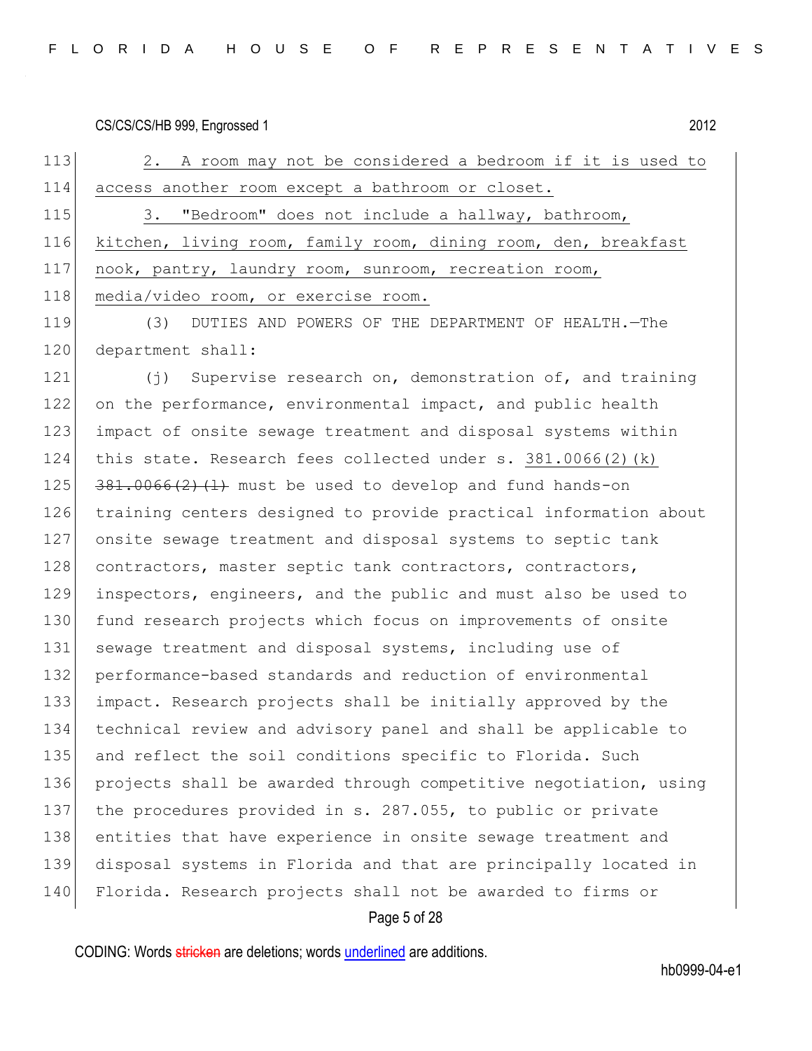2. A room may not be considered a bedroom if it is used to access another room except a bathroom or closet.

3. "Bedroom" does not include a hallway, bathroom, kitchen, living room, family room, dining room, den, breakfast nook, pantry, laundry room, sunroom, recreation room, media/video room, or exercise room.

(3) DUTIES AND POWERS OF THE DEPARTMENT OF HEALTH.—The department shall:

(j) Supervise research on, demonstration of, and training on the performance, environmental impact, and public health impact of onsite sewage treatment and disposal systems within this state. Research fees collected under s. 381.0066(2)(k) ~~381.0066(2)(l)~~ must be used to develop and fund hands-on training centers designed to provide practical information about onsite sewage treatment and disposal systems to septic tank contractors, master septic tank contractors, contractors, inspectors, engineers, and the public and must also be used to fund research projects which focus on improvements of onsite sewage treatment and disposal systems, including use of performance-based standards and reduction of environmental impact. Research projects shall be initially approved by the technical review and advisory panel and shall be applicable to and reflect the soil conditions specific to Florida. Such projects shall be awarded through competitive negotiation, using the procedures provided in s. 287.055, to public or private entities that have experience in onsite sewage treatment and disposal systems in Florida and that are principally located in Florida. Research projects shall not be awarded to firms or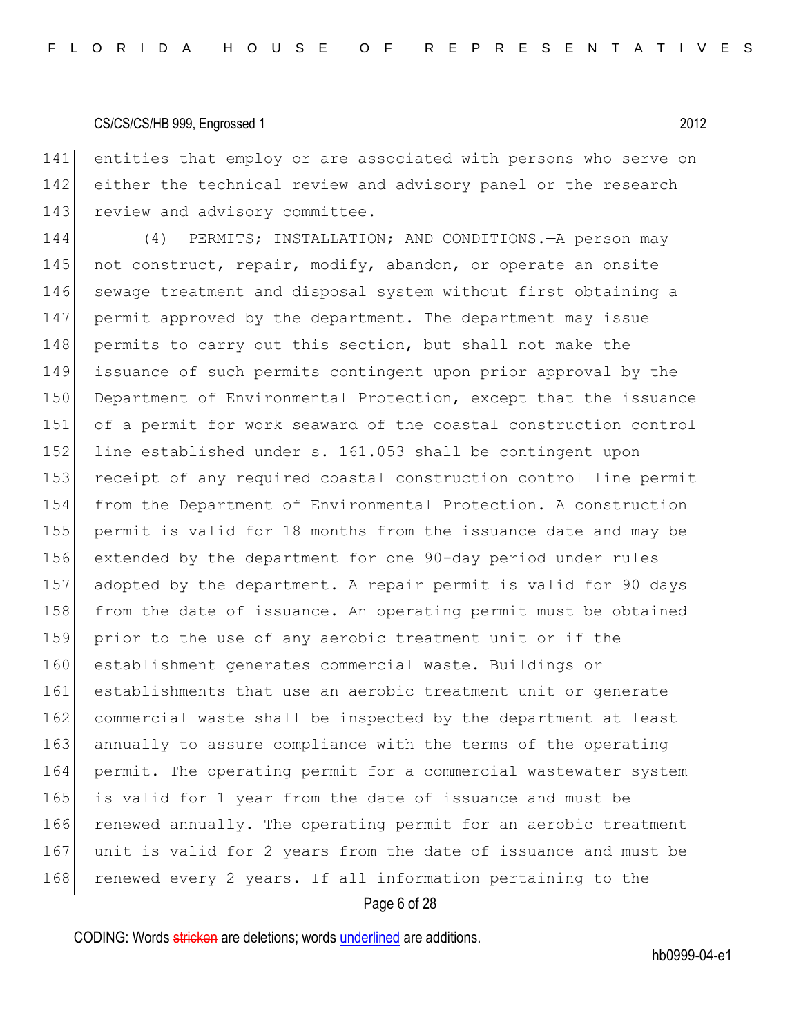entities that employ or are associated with persons who serve on either the technical review and advisory panel or the research review and advisory committee.

(4) PERMITS; INSTALLATION; AND CONDITIONS.—A person may not construct, repair, modify, abandon, or operate an onsite sewage treatment and disposal system without first obtaining a permit approved by the department. The department may issue permits to carry out this section, but shall not make the issuance of such permits contingent upon prior approval by the Department of Environmental Protection, except that the issuance of a permit for work seaward of the coastal construction control line established under s. 161.053 shall be contingent upon receipt of any required coastal construction control line permit from the Department of Environmental Protection. A construction permit is valid for 18 months from the issuance date and may be extended by the department for one 90-day period under rules adopted by the department. A repair permit is valid for 90 days from the date of issuance. An operating permit must be obtained prior to the use of any aerobic treatment unit or if the establishment generates commercial waste. Buildings or establishments that use an aerobic treatment unit or generate commercial waste shall be inspected by the department at least annually to assure compliance with the terms of the operating permit. The operating permit for a commercial wastewater system is valid for 1 year from the date of issuance and must be renewed annually. The operating permit for an aerobic treatment unit is valid for 2 years from the date of issuance and must be renewed every 2 years. If all information pertaining to the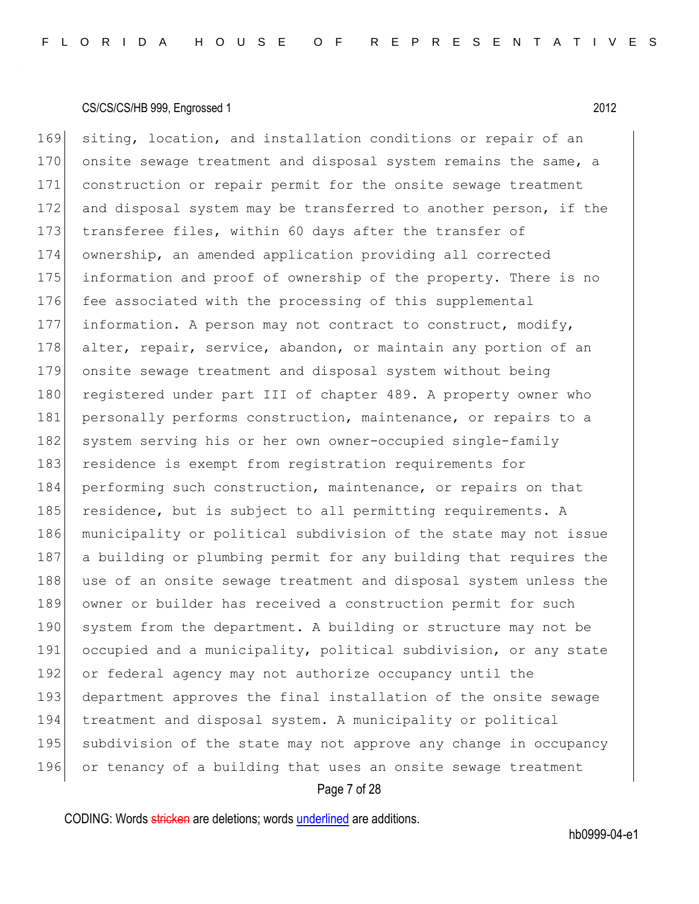169 siting, location, and installation conditions or repair of an
170 onsite sewage treatment and disposal system remains the same, a
171 construction or repair permit for the onsite sewage treatment
172 and disposal system may be transferred to another person, if the
173 transferee files, within 60 days after the transfer of
174 ownership, an amended application providing all corrected
175 information and proof of ownership of the property. There is no
176 fee associated with the processing of this supplemental
177 information. A person may not contract to construct, modify,
178 alter, repair, service, abandon, or maintain any portion of an
179 onsite sewage treatment and disposal system without being
180 registered under part III of chapter 489. A property owner who
181 personally performs construction, maintenance, or repairs to a
182 system serving his or her own owner-occupied single-family
183 residence is exempt from registration requirements for
184 performing such construction, maintenance, or repairs on that
185 residence, but is subject to all permitting requirements. A
186 municipality or political subdivision of the state may not issue
187 a building or plumbing permit for any building that requires the
188 use of an onsite sewage treatment and disposal system unless the
189 owner or builder has received a construction permit for such
190 system from the department. A building or structure may not be
191 occupied and a municipality, political subdivision, or any state
192 or federal agency may not authorize occupancy until the
193 department approves the final installation of the onsite sewage
194 treatment and disposal system. A municipality or political
195 subdivision of the state may not approve any change in occupancy
196 or tenancy of a building that uses an onsite sewage treatment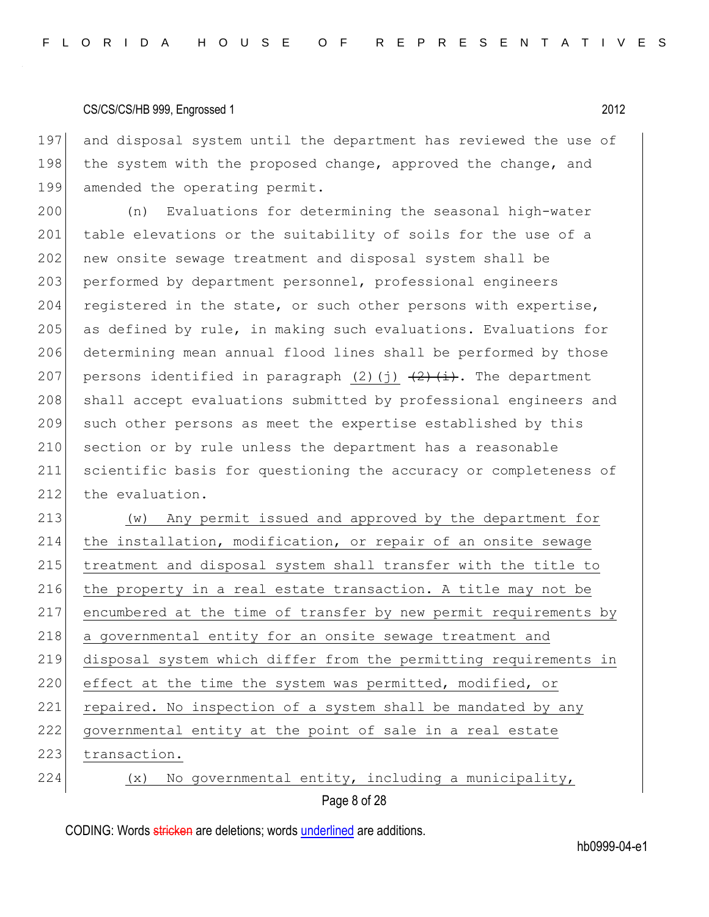and disposal system until the department has reviewed the use of the system with the proposed change, approved the change, and amended the operating permit.

(n) Evaluations for determining the seasonal high-water table elevations or the suitability of soils for the use of a new onsite sewage treatment and disposal system shall be performed by department personnel, professional engineers registered in the state, or such other persons with expertise, as defined by rule, in making such evaluations. Evaluations for determining mean annual flood lines shall be performed by those persons identified in paragraph <u>(2)(j)</u> ~~(2)(i)~~. The department shall accept evaluations submitted by professional engineers and such other persons as meet the expertise established by this section or by rule unless the department has a reasonable scientific basis for questioning the accuracy or completeness of the evaluation.

<u>(w) Any permit issued and approved by the department for the installation, modification, or repair of an onsite sewage treatment and disposal system shall transfer with the title to the property in a real estate transaction. A title may not be encumbered at the time of transfer by new permit requirements by a governmental entity for an onsite sewage treatment and disposal system which differ from the permitting requirements in effect at the time the system was permitted, modified, or repaired. No inspection of a system shall be mandated by any governmental entity at the point of sale in a real estate transaction.</u>

<u>(x) No governmental entity, including a municipality,</u>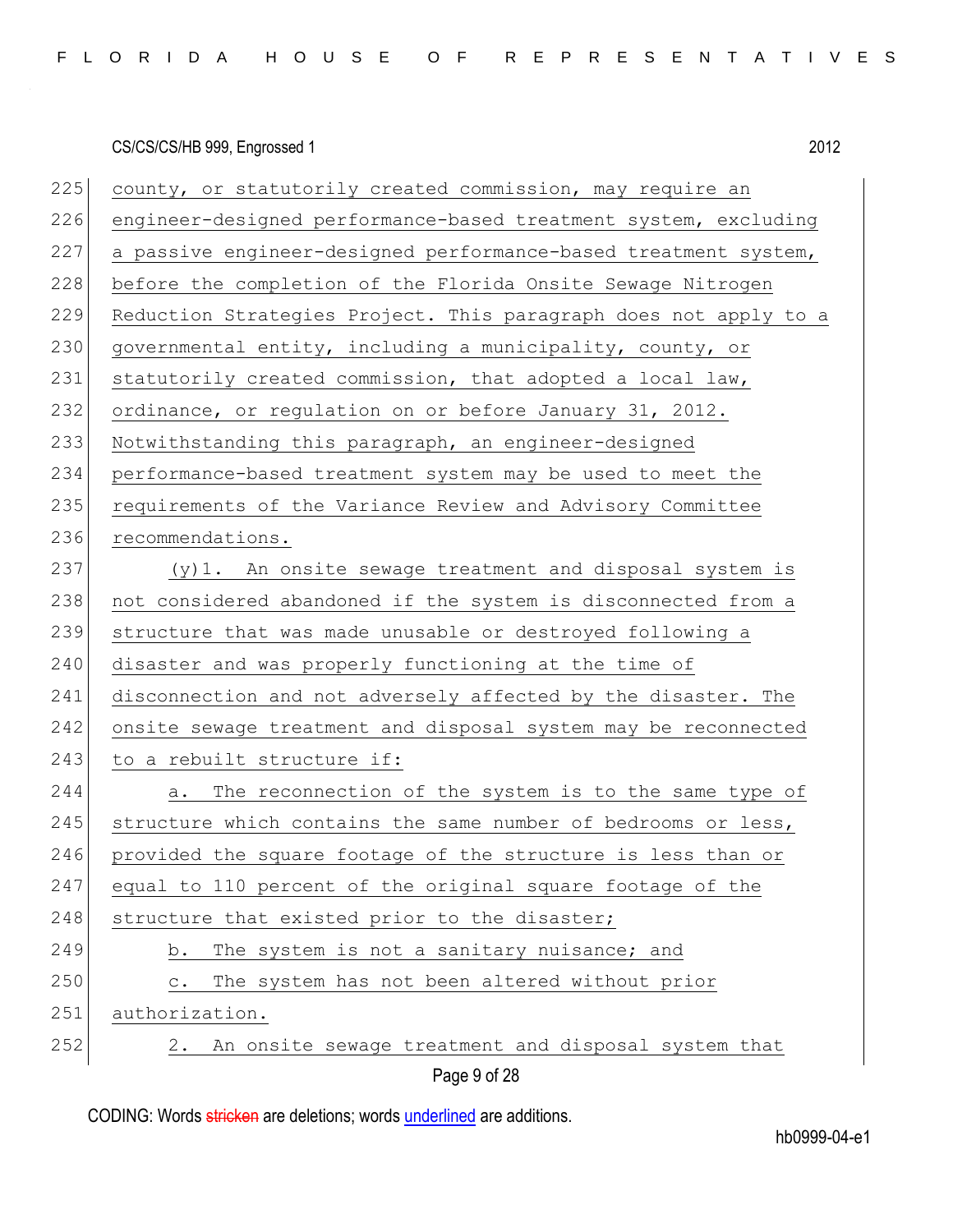county, or statutorily created commission, may require an engineer-designed performance-based treatment system, excluding a passive engineer-designed performance-based treatment system, before the completion of the Florida Onsite Sewage Nitrogen Reduction Strategies Project. This paragraph does not apply to a governmental entity, including a municipality, county, or statutorily created commission, that adopted a local law, ordinance, or regulation on or before January 31, 2012. Notwithstanding this paragraph, an engineer-designed performance-based treatment system may be used to meet the requirements of the Variance Review and Advisory Committee recommendations.

(y)1. An onsite sewage treatment and disposal system is not considered abandoned if the system is disconnected from a structure that was made unusable or destroyed following a disaster and was properly functioning at the time of disconnection and not adversely affected by the disaster. The onsite sewage treatment and disposal system may be reconnected to a rebuilt structure if:

a. The reconnection of the system is to the same type of structure which contains the same number of bedrooms or less, provided the square footage of the structure is less than or equal to 110 percent of the original square footage of the structure that existed prior to the disaster;

b. The system is not a sanitary nuisance; and

c. The system has not been altered without prior authorization.

2. An onsite sewage treatment and disposal system that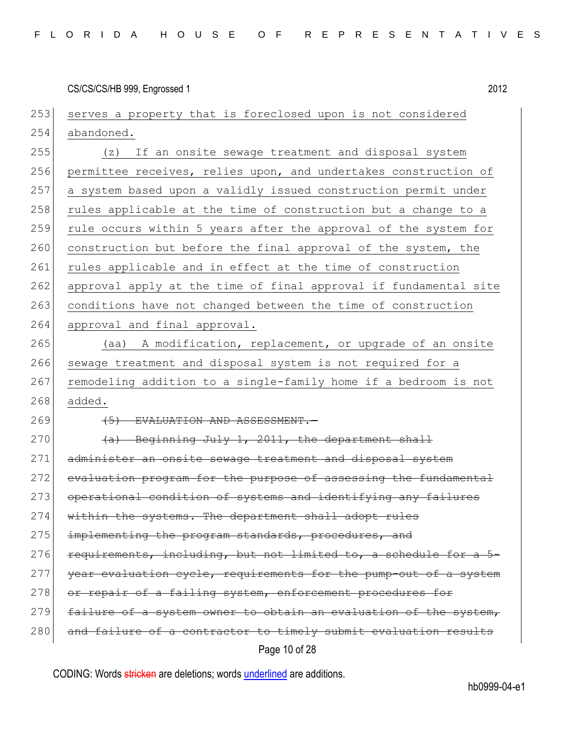serves a property that is foreclosed upon is not considered abandoned.

(z) If an onsite sewage treatment and disposal system permittee receives, relies upon, and undertakes construction of a system based upon a validly issued construction permit under rules applicable at the time of construction but a change to a rule occurs within 5 years after the approval of the system for construction but before the final approval of the system, the rules applicable and in effect at the time of construction approval apply at the time of final approval if fundamental site conditions have not changed between the time of construction approval and final approval.

(aa) A modification, replacement, or upgrade of an onsite sewage treatment and disposal system is not required for a remodeling addition to a single-family home if a bedroom is not added.

~~(5) EVALUATION AND ASSESSMENT.—~~

~~(a) Beginning July 1, 2011, the department shall administer an onsite sewage treatment and disposal system evaluation program for the purpose of assessing the fundamental operational condition of systems and identifying any failures within the systems. The department shall adopt rules implementing the program standards, procedures, and requirements, including, but not limited to, a schedule for a 5-year evaluation cycle, requirements for the pump-out of a system or repair of a failing system, enforcement procedures for failure of a system owner to obtain an evaluation of the system, and failure of a contractor to timely submit evaluation results~~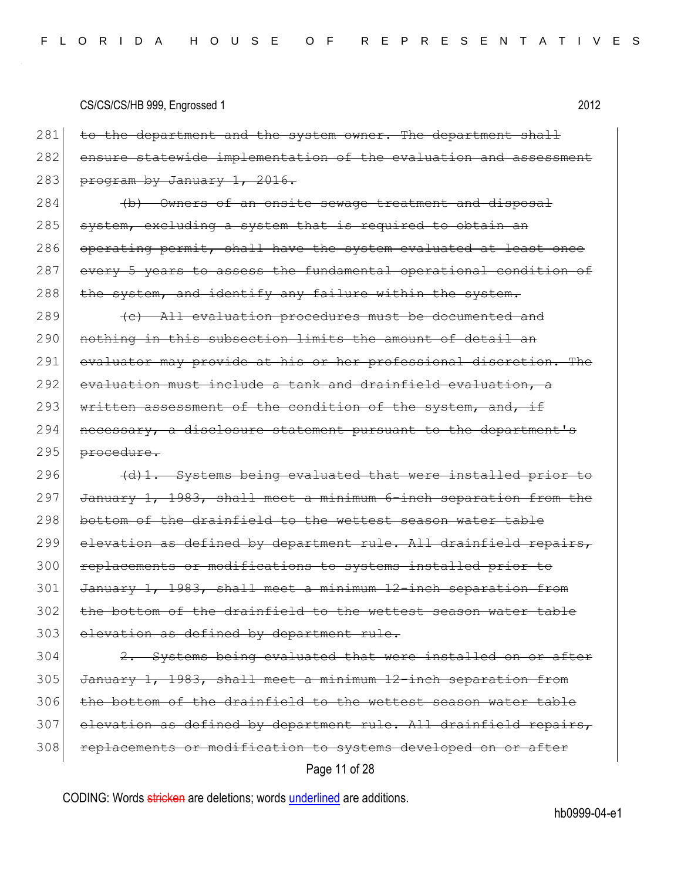281 ~~to the department and the system owner. The department shall~~
282 ~~ensure statewide implementation of the evaluation and assessment~~
283 ~~program by January 1, 2016.~~

284 ~~(b) Owners of an onsite sewage treatment and disposal~~
285 ~~system, excluding a system that is required to obtain an~~
286 ~~operating permit, shall have the system evaluated at least once~~
287 ~~every 5 years to assess the fundamental operational condition of~~
288 ~~the system, and identify any failure within the system.~~

289 ~~(c) All evaluation procedures must be documented and~~
290 ~~nothing in this subsection limits the amount of detail an~~
291 ~~evaluator may provide at his or her professional discretion. The~~
292 ~~evaluation must include a tank and drainfield evaluation, a~~
293 ~~written assessment of the condition of the system, and, if~~
294 ~~necessary, a disclosure statement pursuant to the department's~~
295 ~~procedure.~~

296 ~~(d)1. Systems being evaluated that were installed prior to~~
297 ~~January 1, 1983, shall meet a minimum 6-inch separation from the~~
298 ~~bottom of the drainfield to the wettest season water table~~
299 ~~elevation as defined by department rule. All drainfield repairs,~~
300 ~~replacements or modifications to systems installed prior to~~
301 ~~January 1, 1983, shall meet a minimum 12-inch separation from~~
302 ~~the bottom of the drainfield to the wettest season water table~~
303 ~~elevation as defined by department rule.~~

304 ~~2. Systems being evaluated that were installed on or after~~
305 ~~January 1, 1983, shall meet a minimum 12-inch separation from~~
306 ~~the bottom of the drainfield to the wettest season water table~~
307 ~~elevation as defined by department rule. All drainfield repairs,~~
308 ~~replacements or modification to systems developed on or after~~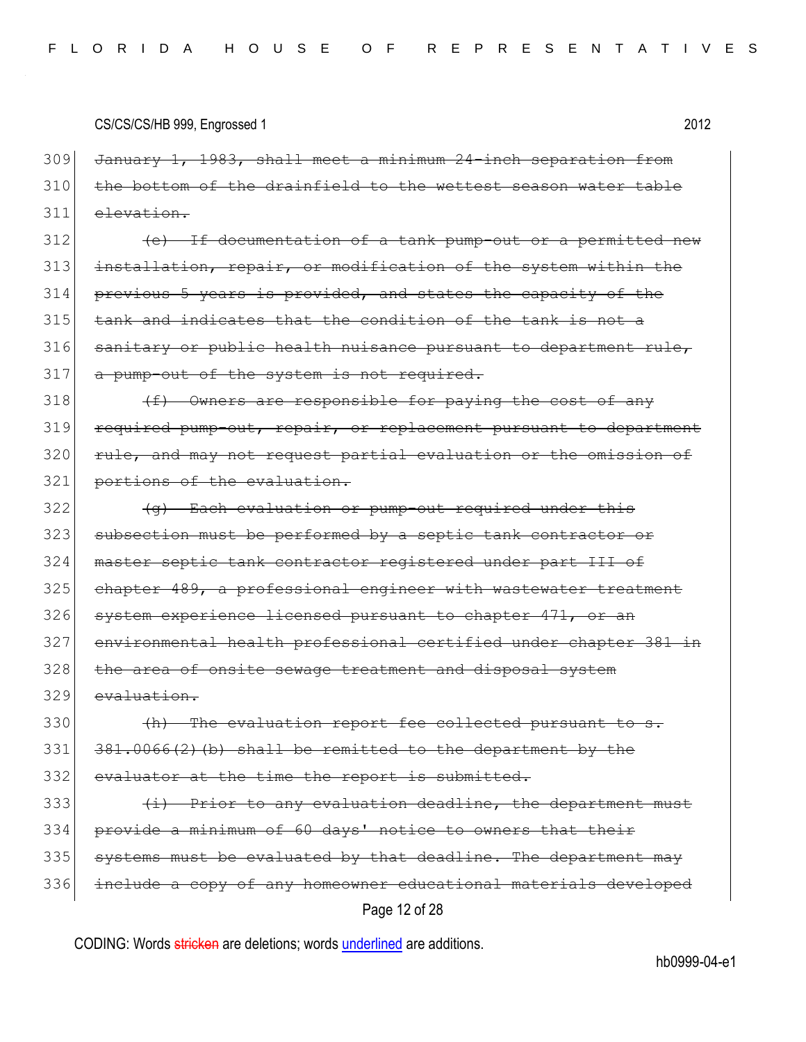~~January 1, 1983, shall meet a minimum 24-inch separation from the bottom of the drainfield to the wettest season water table elevation.~~

~~(e) If documentation of a tank pump-out or a permitted new installation, repair, or modification of the system within the previous 5 years is provided, and states the capacity of the tank and indicates that the condition of the tank is not a sanitary or public health nuisance pursuant to department rule, a pump-out of the system is not required.~~

~~(f) Owners are responsible for paying the cost of any required pump-out, repair, or replacement pursuant to department rule, and may not request partial evaluation or the omission of portions of the evaluation.~~

~~(g) Each evaluation or pump-out required under this subsection must be performed by a septic tank contractor or master septic tank contractor registered under part III of chapter 489, a professional engineer with wastewater treatment system experience licensed pursuant to chapter 471, or an environmental health professional certified under chapter 381 in the area of onsite sewage treatment and disposal system evaluation.~~

~~(h) The evaluation report fee collected pursuant to s. 381.0066(2)(b) shall be remitted to the department by the evaluator at the time the report is submitted.~~

~~(i) Prior to any evaluation deadline, the department must provide a minimum of 60 days' notice to owners that their systems must be evaluated by that deadline. The department may include a copy of any homeowner educational materials developed~~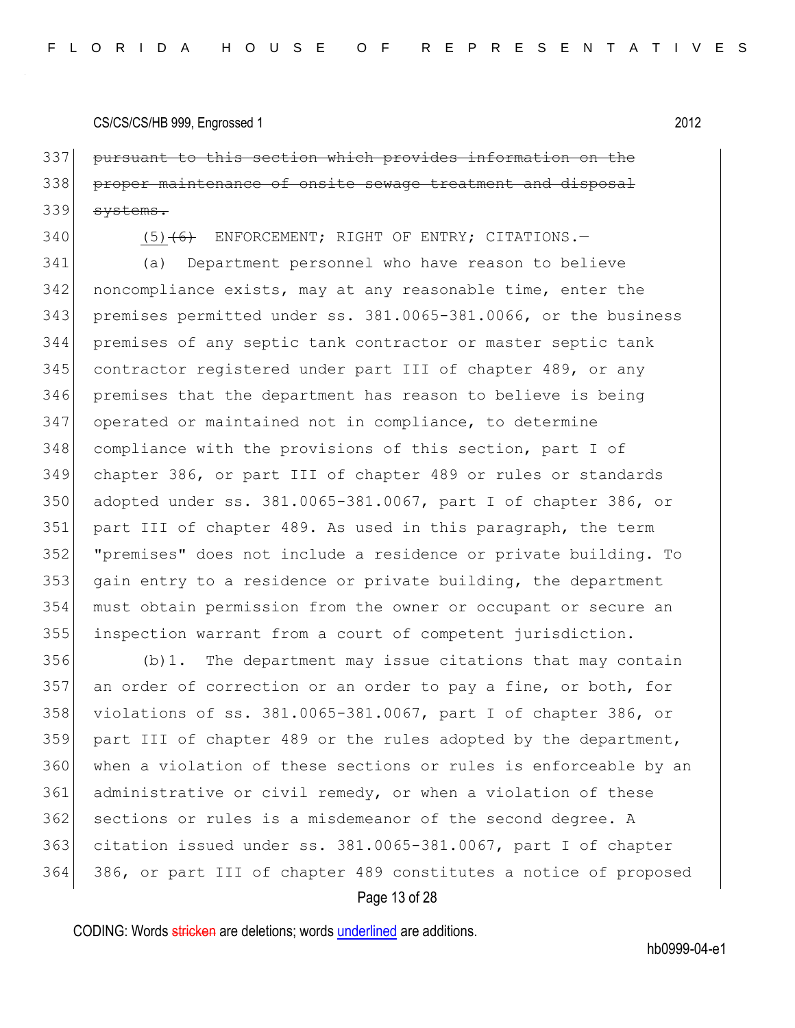~~pursuant to this section which provides information on the proper maintenance of onsite sewage treatment and disposal systems.~~

<u>(5)</u>~~(6)~~ ENFORCEMENT; RIGHT OF ENTRY; CITATIONS.—

(a) Department personnel who have reason to believe noncompliance exists, may at any reasonable time, enter the premises permitted under ss. 381.0065-381.0066, or the business premises of any septic tank contractor or master septic tank contractor registered under part III of chapter 489, or any premises that the department has reason to believe is being operated or maintained not in compliance, to determine compliance with the provisions of this section, part I of chapter 386, or part III of chapter 489 or rules or standards adopted under ss. 381.0065-381.0067, part I of chapter 386, or part III of chapter 489. As used in this paragraph, the term "premises" does not include a residence or private building. To gain entry to a residence or private building, the department must obtain permission from the owner or occupant or secure an inspection warrant from a court of competent jurisdiction.

(b)1. The department may issue citations that may contain an order of correction or an order to pay a fine, or both, for violations of ss. 381.0065-381.0067, part I of chapter 386, or part III of chapter 489 or the rules adopted by the department, when a violation of these sections or rules is enforceable by an administrative or civil remedy, or when a violation of these sections or rules is a misdemeanor of the second degree. A citation issued under ss. 381.0065-381.0067, part I of chapter 386, or part III of chapter 489 constitutes a notice of proposed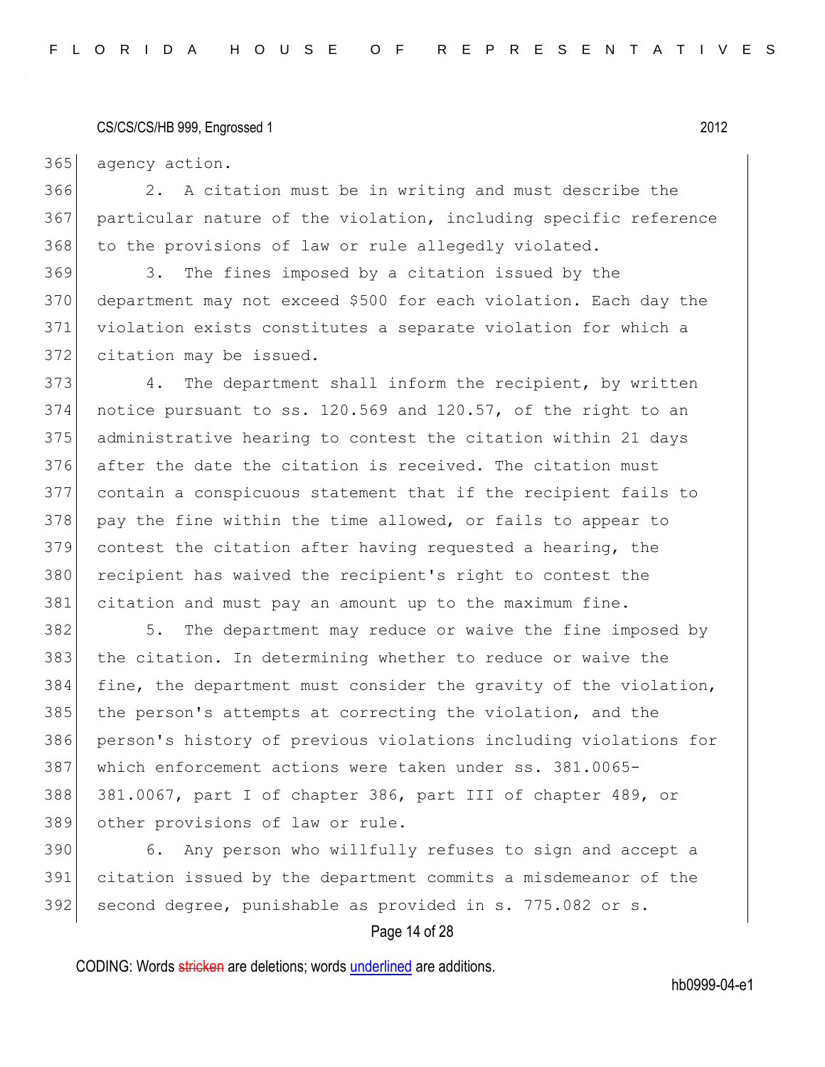agency action.

2. A citation must be in writing and must describe the particular nature of the violation, including specific reference to the provisions of law or rule allegedly violated.

3. The fines imposed by a citation issued by the department may not exceed $500 for each violation. Each day the violation exists constitutes a separate violation for which a citation may be issued.

4. The department shall inform the recipient, by written notice pursuant to ss. 120.569 and 120.57, of the right to an administrative hearing to contest the citation within 21 days after the date the citation is received. The citation must contain a conspicuous statement that if the recipient fails to pay the fine within the time allowed, or fails to appear to contest the citation after having requested a hearing, the recipient has waived the recipient's right to contest the citation and must pay an amount up to the maximum fine.

5. The department may reduce or waive the fine imposed by the citation. In determining whether to reduce or waive the fine, the department must consider the gravity of the violation, the person's attempts at correcting the violation, and the person's history of previous violations including violations for which enforcement actions were taken under ss. 381.0065-381.0067, part I of chapter 386, part III of chapter 489, or other provisions of law or rule.

6. Any person who willfully refuses to sign and accept a citation issued by the department commits a misdemeanor of the second degree, punishable as provided in s. 775.082 or s.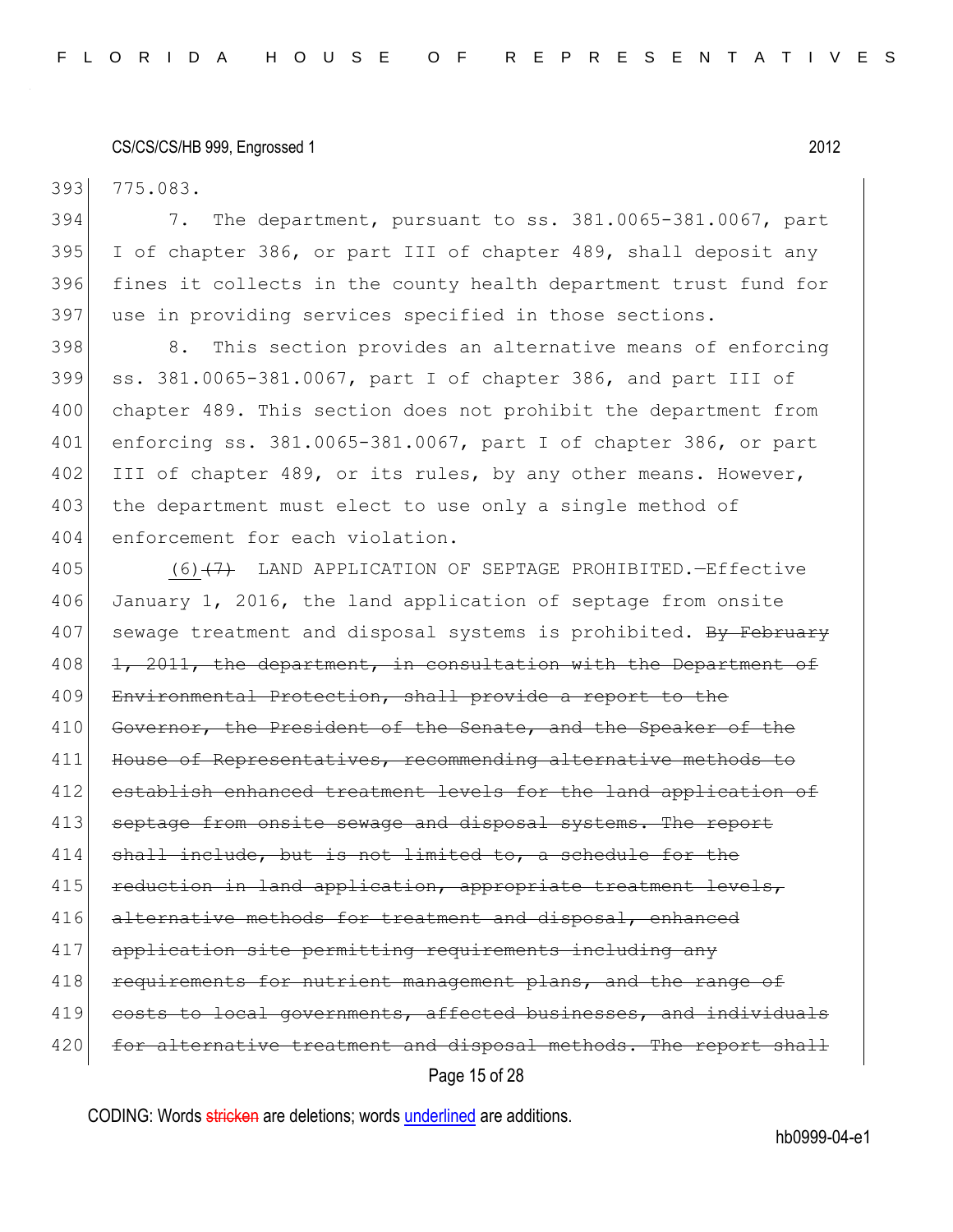775.083.

7. The department, pursuant to ss. 381.0065-381.0067, part I of chapter 386, or part III of chapter 489, shall deposit any fines it collects in the county health department trust fund for use in providing services specified in those sections.

8. This section provides an alternative means of enforcing ss. 381.0065-381.0067, part I of chapter 386, and part III of chapter 489. This section does not prohibit the department from enforcing ss. 381.0065-381.0067, part I of chapter 386, or part III of chapter 489, or its rules, by any other means. However, the department must elect to use only a single method of enforcement for each violation.

<u>(6)</u>~~(7)~~ LAND APPLICATION OF SEPTAGE PROHIBITED.—Effective January 1, 2016, the land application of septage from onsite sewage treatment and disposal systems is prohibited. ~~By February 1, 2011, the department, in consultation with the Department of Environmental Protection, shall provide a report to the Governor, the President of the Senate, and the Speaker of the House of Representatives, recommending alternative methods to establish enhanced treatment levels for the land application of septage from onsite sewage and disposal systems. The report shall include, but is not limited to, a schedule for the reduction in land application, appropriate treatment levels, alternative methods for treatment and disposal, enhanced application site permitting requirements including any requirements for nutrient management plans, and the range of costs to local governments, affected businesses, and individuals for alternative treatment and disposal methods. The report shall~~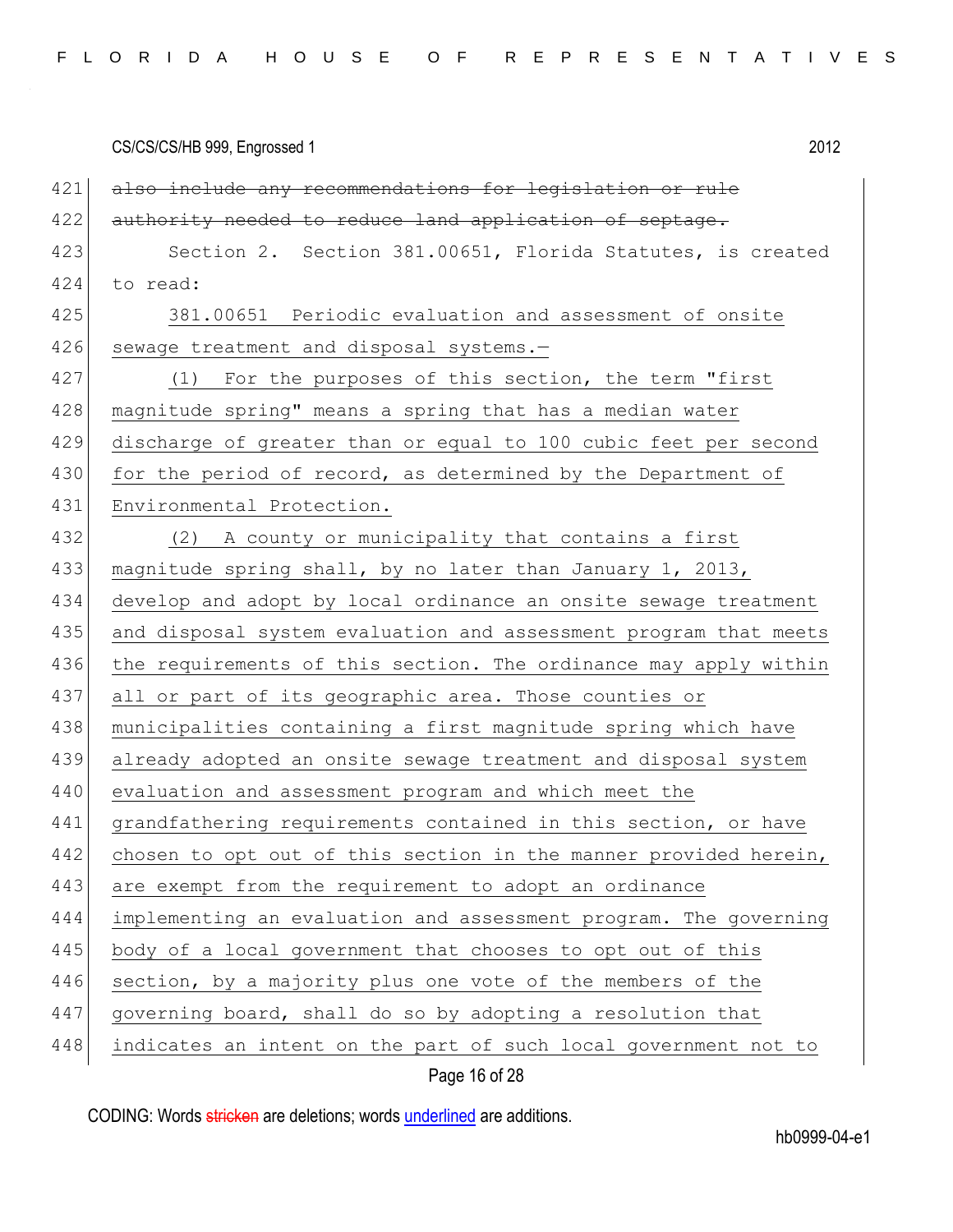~~also include any recommendations for legislation or rule authority needed to reduce land application of septage.~~

Section 2. Section 381.00651, Florida Statutes, is created to read:

381.00651 Periodic evaluation and assessment of onsite sewage treatment and disposal systems.—

(1) For the purposes of this section, the term "first magnitude spring" means a spring that has a median water discharge of greater than or equal to 100 cubic feet per second for the period of record, as determined by the Department of Environmental Protection.

(2) A county or municipality that contains a first magnitude spring shall, by no later than January 1, 2013, develop and adopt by local ordinance an onsite sewage treatment and disposal system evaluation and assessment program that meets the requirements of this section. The ordinance may apply within all or part of its geographic area. Those counties or municipalities containing a first magnitude spring which have already adopted an onsite sewage treatment and disposal system evaluation and assessment program and which meet the grandfathering requirements contained in this section, or have chosen to opt out of this section in the manner provided herein, are exempt from the requirement to adopt an ordinance implementing an evaluation and assessment program. The governing body of a local government that chooses to opt out of this section, by a majority plus one vote of the members of the governing board, shall do so by adopting a resolution that indicates an intent on the part of such local government not to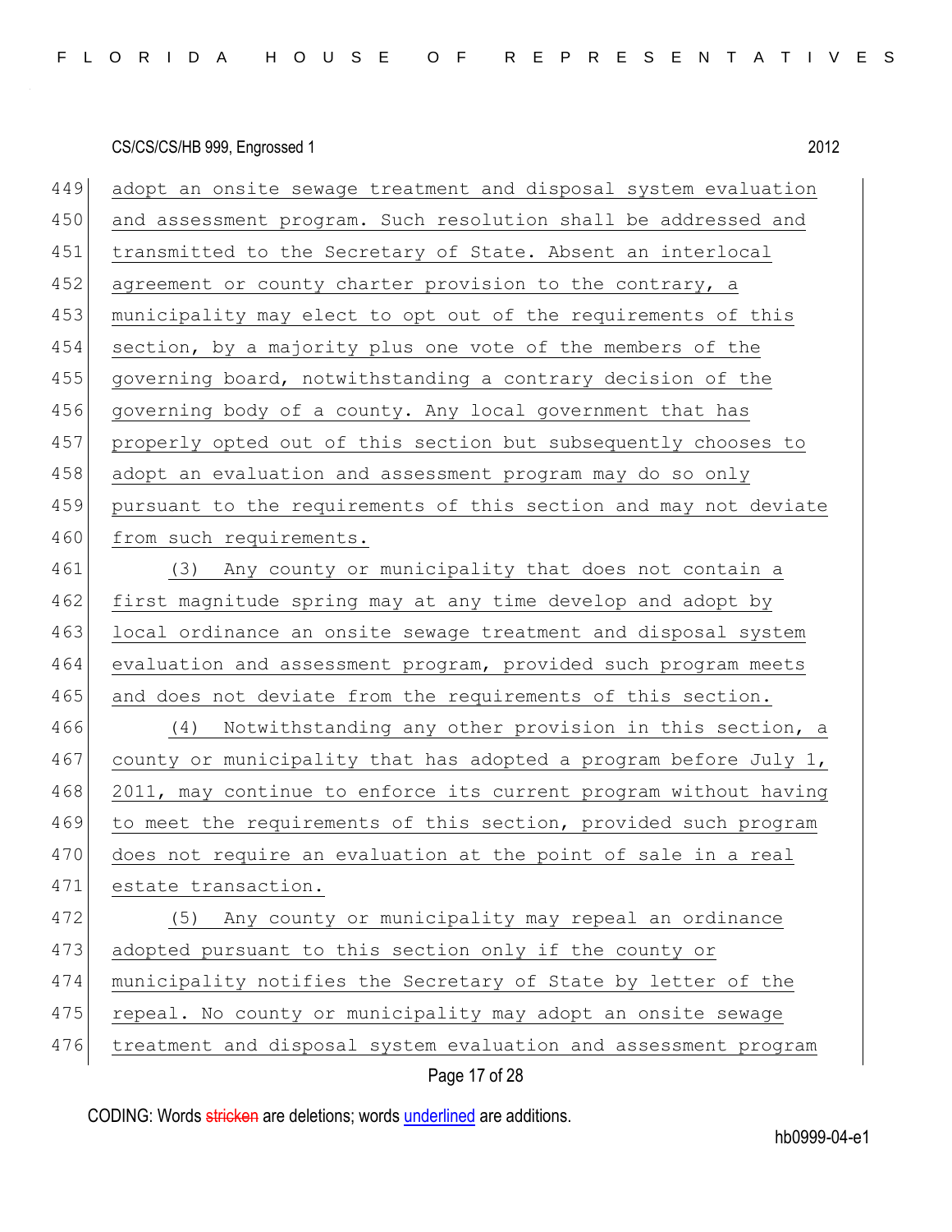adopt an onsite sewage treatment and disposal system evaluation and assessment program. Such resolution shall be addressed and transmitted to the Secretary of State. Absent an interlocal agreement or county charter provision to the contrary, a municipality may elect to opt out of the requirements of this section, by a majority plus one vote of the members of the governing board, notwithstanding a contrary decision of the governing body of a county. Any local government that has properly opted out of this section but subsequently chooses to adopt an evaluation and assessment program may do so only pursuant to the requirements of this section and may not deviate from such requirements.

(3) Any county or municipality that does not contain a first magnitude spring may at any time develop and adopt by local ordinance an onsite sewage treatment and disposal system evaluation and assessment program, provided such program meets and does not deviate from the requirements of this section.

(4) Notwithstanding any other provision in this section, a county or municipality that has adopted a program before July 1, 2011, may continue to enforce its current program without having to meet the requirements of this section, provided such program does not require an evaluation at the point of sale in a real estate transaction.

(5) Any county or municipality may repeal an ordinance adopted pursuant to this section only if the county or municipality notifies the Secretary of State by letter of the repeal. No county or municipality may adopt an onsite sewage treatment and disposal system evaluation and assessment program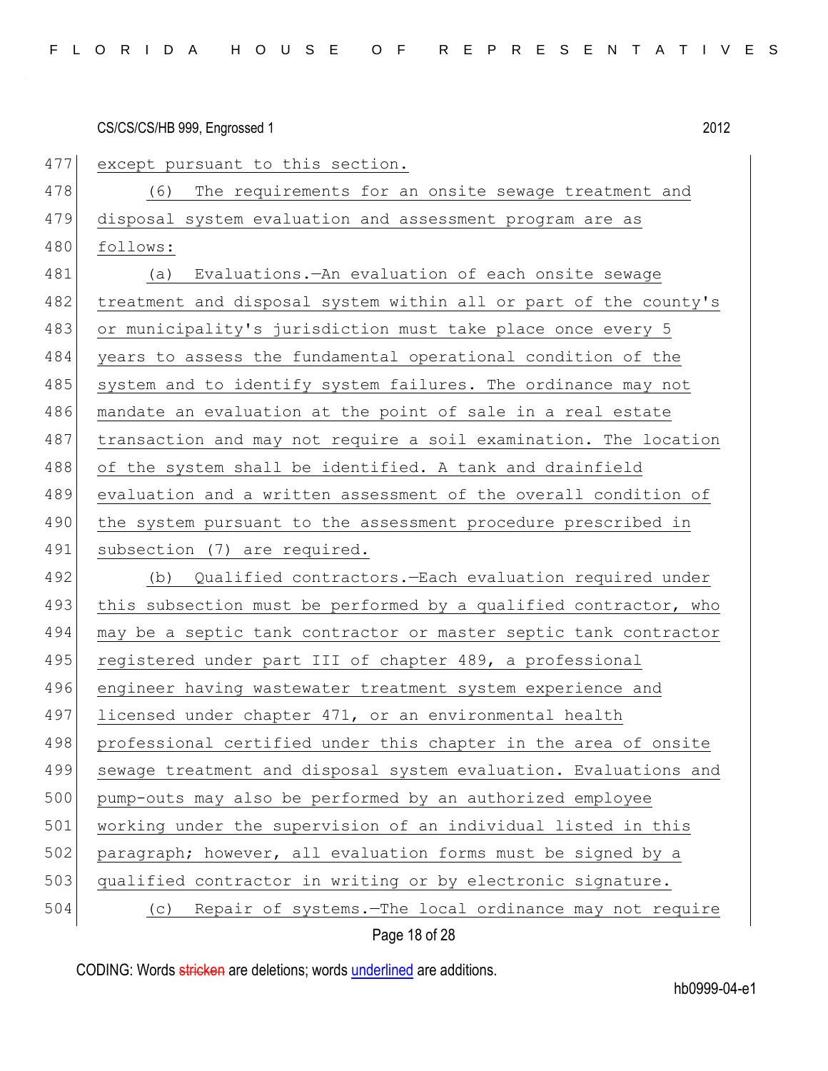except pursuant to this section.

(6) The requirements for an onsite sewage treatment and disposal system evaluation and assessment program are as follows:

(a) Evaluations.—An evaluation of each onsite sewage treatment and disposal system within all or part of the county's or municipality's jurisdiction must take place once every 5 years to assess the fundamental operational condition of the system and to identify system failures. The ordinance may not mandate an evaluation at the point of sale in a real estate transaction and may not require a soil examination. The location of the system shall be identified. A tank and drainfield evaluation and a written assessment of the overall condition of the system pursuant to the assessment procedure prescribed in subsection (7) are required.

(b) Qualified contractors.—Each evaluation required under this subsection must be performed by a qualified contractor, who may be a septic tank contractor or master septic tank contractor registered under part III of chapter 489, a professional engineer having wastewater treatment system experience and licensed under chapter 471, or an environmental health professional certified under this chapter in the area of onsite sewage treatment and disposal system evaluation. Evaluations and pump-outs may also be performed by an authorized employee working under the supervision of an individual listed in this paragraph; however, all evaluation forms must be signed by a qualified contractor in writing or by electronic signature.

(c) Repair of systems.—The local ordinance may not require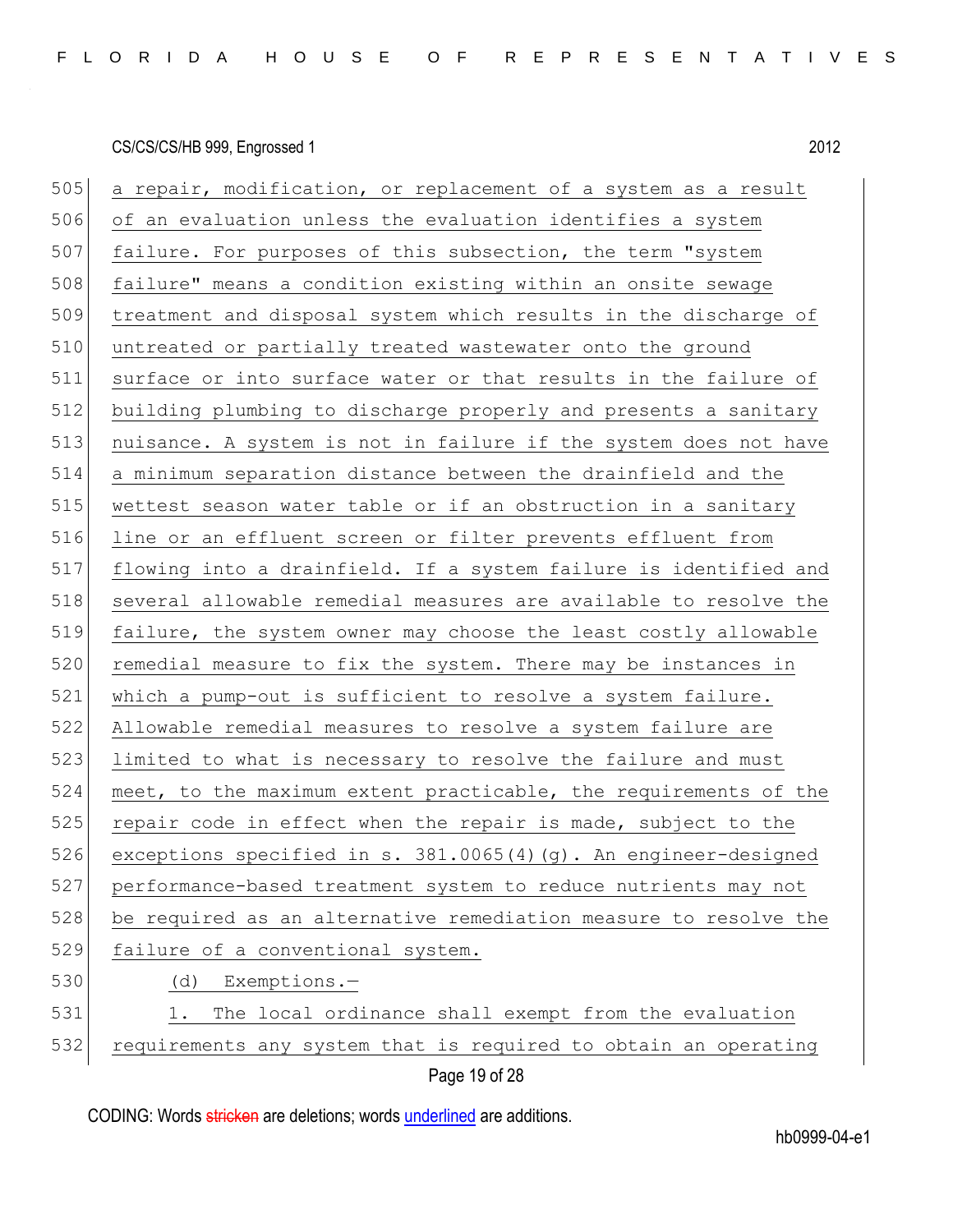a repair, modification, or replacement of a system as a result of an evaluation unless the evaluation identifies a system failure. For purposes of this subsection, the term "system failure" means a condition existing within an onsite sewage treatment and disposal system which results in the discharge of untreated or partially treated wastewater onto the ground surface or into surface water or that results in the failure of building plumbing to discharge properly and presents a sanitary nuisance. A system is not in failure if the system does not have a minimum separation distance between the drainfield and the wettest season water table or if an obstruction in a sanitary line or an effluent screen or filter prevents effluent from flowing into a drainfield. If a system failure is identified and several allowable remedial measures are available to resolve the failure, the system owner may choose the least costly allowable remedial measure to fix the system. There may be instances in which a pump-out is sufficient to resolve a system failure. Allowable remedial measures to resolve a system failure are limited to what is necessary to resolve the failure and must meet, to the maximum extent practicable, the requirements of the repair code in effect when the repair is made, subject to the exceptions specified in s. 381.0065(4)(g). An engineer-designed performance-based treatment system to reduce nutrients may not be required as an alternative remediation measure to resolve the failure of a conventional system.

(d) Exemptions.—

1. The local ordinance shall exempt from the evaluation requirements any system that is required to obtain an operating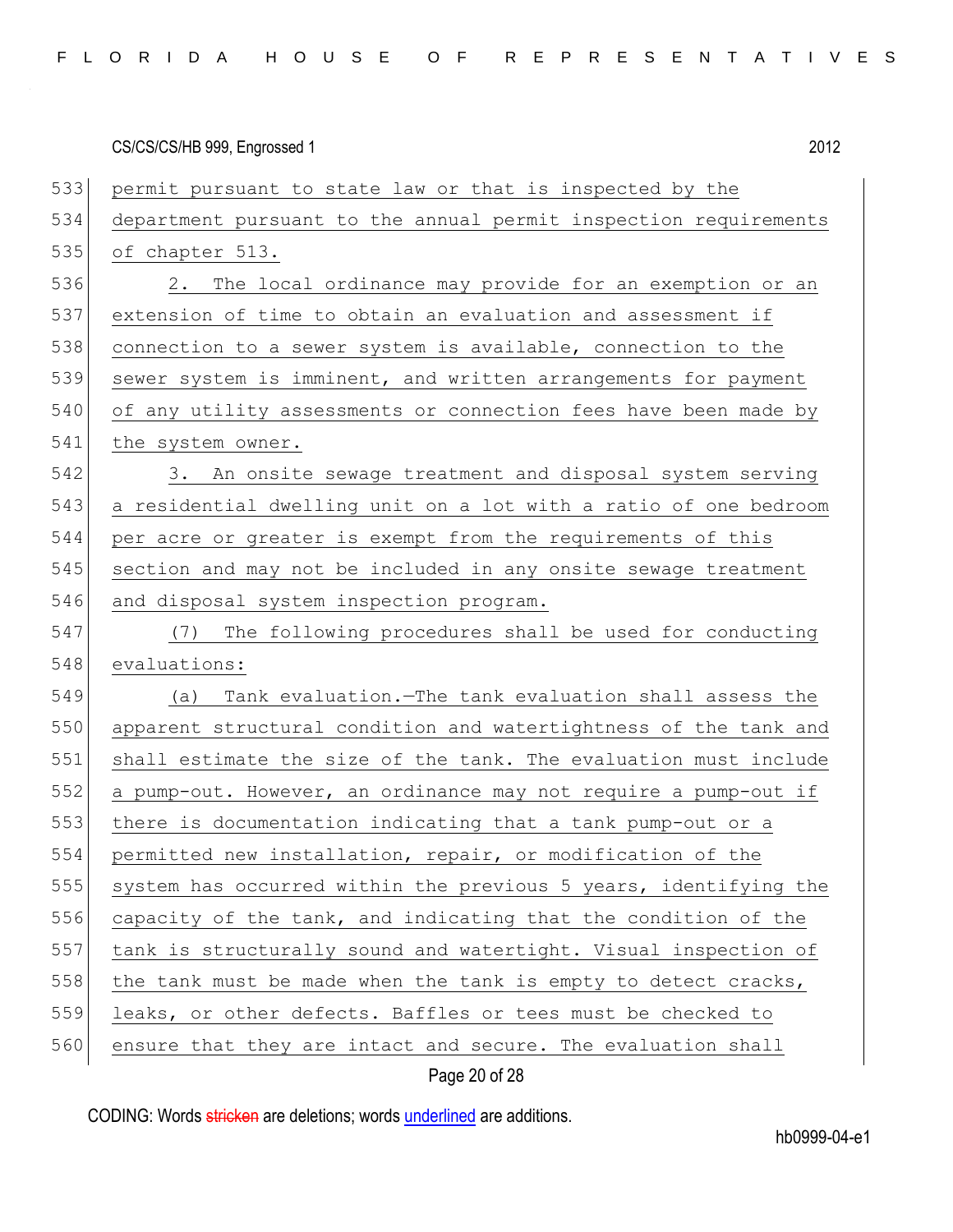permit pursuant to state law or that is inspected by the department pursuant to the annual permit inspection requirements of chapter 513.

2. The local ordinance may provide for an exemption or an extension of time to obtain an evaluation and assessment if connection to a sewer system is available, connection to the sewer system is imminent, and written arrangements for payment of any utility assessments or connection fees have been made by the system owner.

3. An onsite sewage treatment and disposal system serving a residential dwelling unit on a lot with a ratio of one bedroom per acre or greater is exempt from the requirements of this section and may not be included in any onsite sewage treatment and disposal system inspection program.

(7) The following procedures shall be used for conducting evaluations:

(a) Tank evaluation.—The tank evaluation shall assess the apparent structural condition and watertightness of the tank and shall estimate the size of the tank. The evaluation must include a pump-out. However, an ordinance may not require a pump-out if there is documentation indicating that a tank pump-out or a permitted new installation, repair, or modification of the system has occurred within the previous 5 years, identifying the capacity of the tank, and indicating that the condition of the tank is structurally sound and watertight. Visual inspection of the tank must be made when the tank is empty to detect cracks, leaks, or other defects. Baffles or tees must be checked to ensure that they are intact and secure. The evaluation shall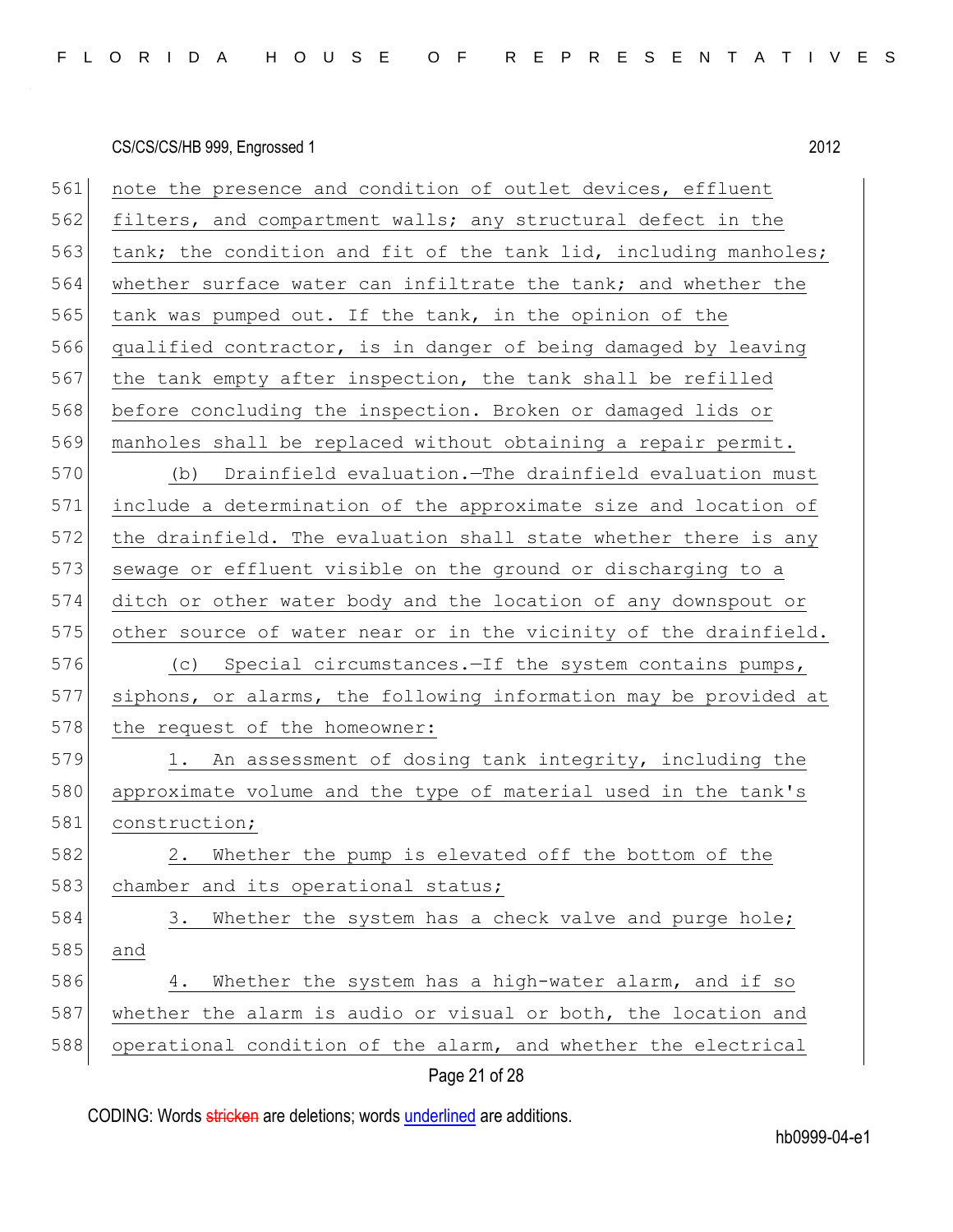note the presence and condition of outlet devices, effluent filters, and compartment walls; any structural defect in the tank; the condition and fit of the tank lid, including manholes; whether surface water can infiltrate the tank; and whether the tank was pumped out. If the tank, in the opinion of the qualified contractor, is in danger of being damaged by leaving the tank empty after inspection, the tank shall be refilled before concluding the inspection. Broken or damaged lids or manholes shall be replaced without obtaining a repair permit.

(b) Drainfield evaluation.—The drainfield evaluation must include a determination of the approximate size and location of the drainfield. The evaluation shall state whether there is any sewage or effluent visible on the ground or discharging to a ditch or other water body and the location of any downspout or other source of water near or in the vicinity of the drainfield.

(c) Special circumstances.—If the system contains pumps, siphons, or alarms, the following information may be provided at the request of the homeowner:

1. An assessment of dosing tank integrity, including the approximate volume and the type of material used in the tank's construction;

2. Whether the pump is elevated off the bottom of the chamber and its operational status;

3. Whether the system has a check valve and purge hole; and

4. Whether the system has a high-water alarm, and if so whether the alarm is audio or visual or both, the location and operational condition of the alarm, and whether the electrical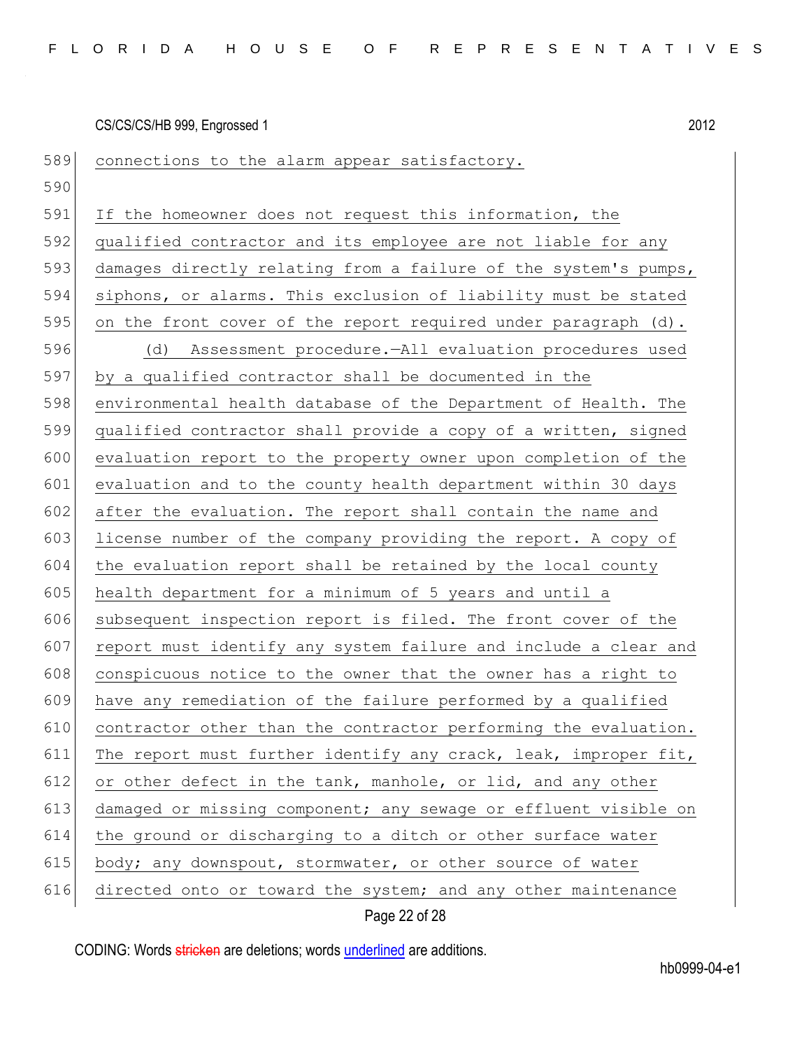connections to the alarm appear satisfactory.

If the homeowner does not request this information, the qualified contractor and its employee are not liable for any damages directly relating from a failure of the system's pumps, siphons, or alarms. This exclusion of liability must be stated on the front cover of the report required under paragraph (d).

(d) Assessment procedure.—All evaluation procedures used by a qualified contractor shall be documented in the environmental health database of the Department of Health. The qualified contractor shall provide a copy of a written, signed evaluation report to the property owner upon completion of the evaluation and to the county health department within 30 days after the evaluation. The report shall contain the name and license number of the company providing the report. A copy of the evaluation report shall be retained by the local county health department for a minimum of 5 years and until a subsequent inspection report is filed. The front cover of the report must identify any system failure and include a clear and conspicuous notice to the owner that the owner has a right to have any remediation of the failure performed by a qualified contractor other than the contractor performing the evaluation. The report must further identify any crack, leak, improper fit, or other defect in the tank, manhole, or lid, and any other damaged or missing component; any sewage or effluent visible on the ground or discharging to a ditch or other surface water body; any downspout, stormwater, or other source of water directed onto or toward the system; and any other maintenance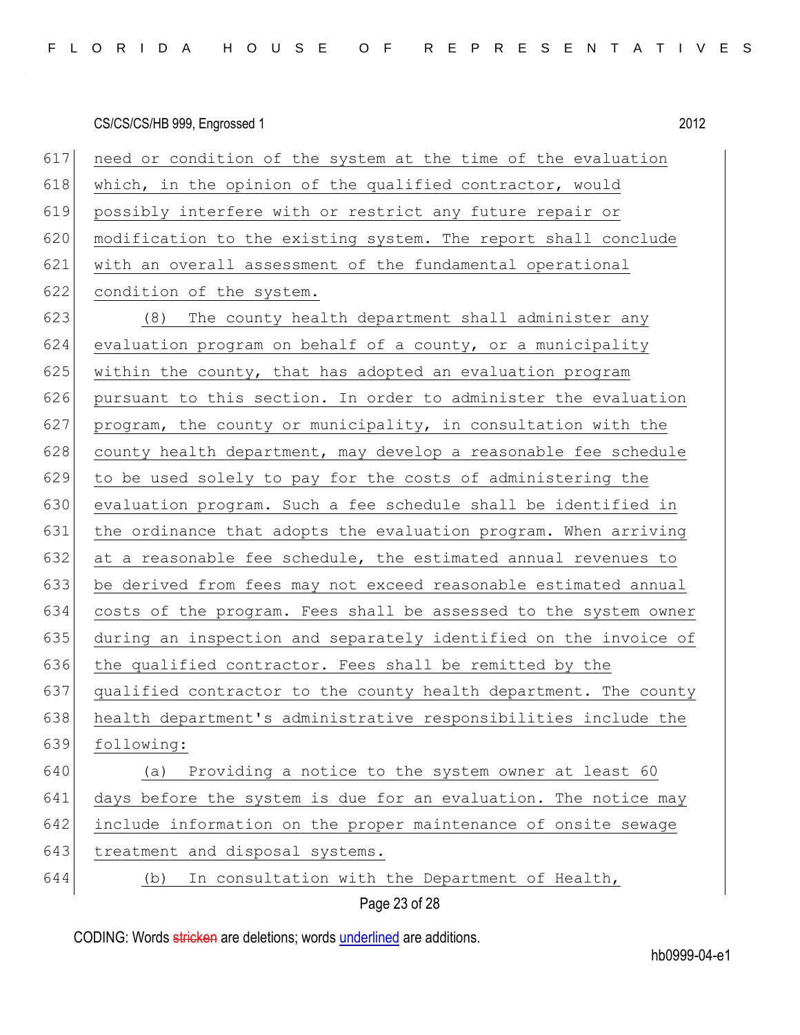need or condition of the system at the time of the evaluation which, in the opinion of the qualified contractor, would possibly interfere with or restrict any future repair or modification to the existing system. The report shall conclude with an overall assessment of the fundamental operational condition of the system.

(8) The county health department shall administer any evaluation program on behalf of a county, or a municipality within the county, that has adopted an evaluation program pursuant to this section. In order to administer the evaluation program, the county or municipality, in consultation with the county health department, may develop a reasonable fee schedule to be used solely to pay for the costs of administering the evaluation program. Such a fee schedule shall be identified in the ordinance that adopts the evaluation program. When arriving at a reasonable fee schedule, the estimated annual revenues to be derived from fees may not exceed reasonable estimated annual costs of the program. Fees shall be assessed to the system owner during an inspection and separately identified on the invoice of the qualified contractor. Fees shall be remitted by the qualified contractor to the county health department. The county health department's administrative responsibilities include the following:

(a) Providing a notice to the system owner at least 60 days before the system is due for an evaluation. The notice may include information on the proper maintenance of onsite sewage treatment and disposal systems.

(b) In consultation with the Department of Health,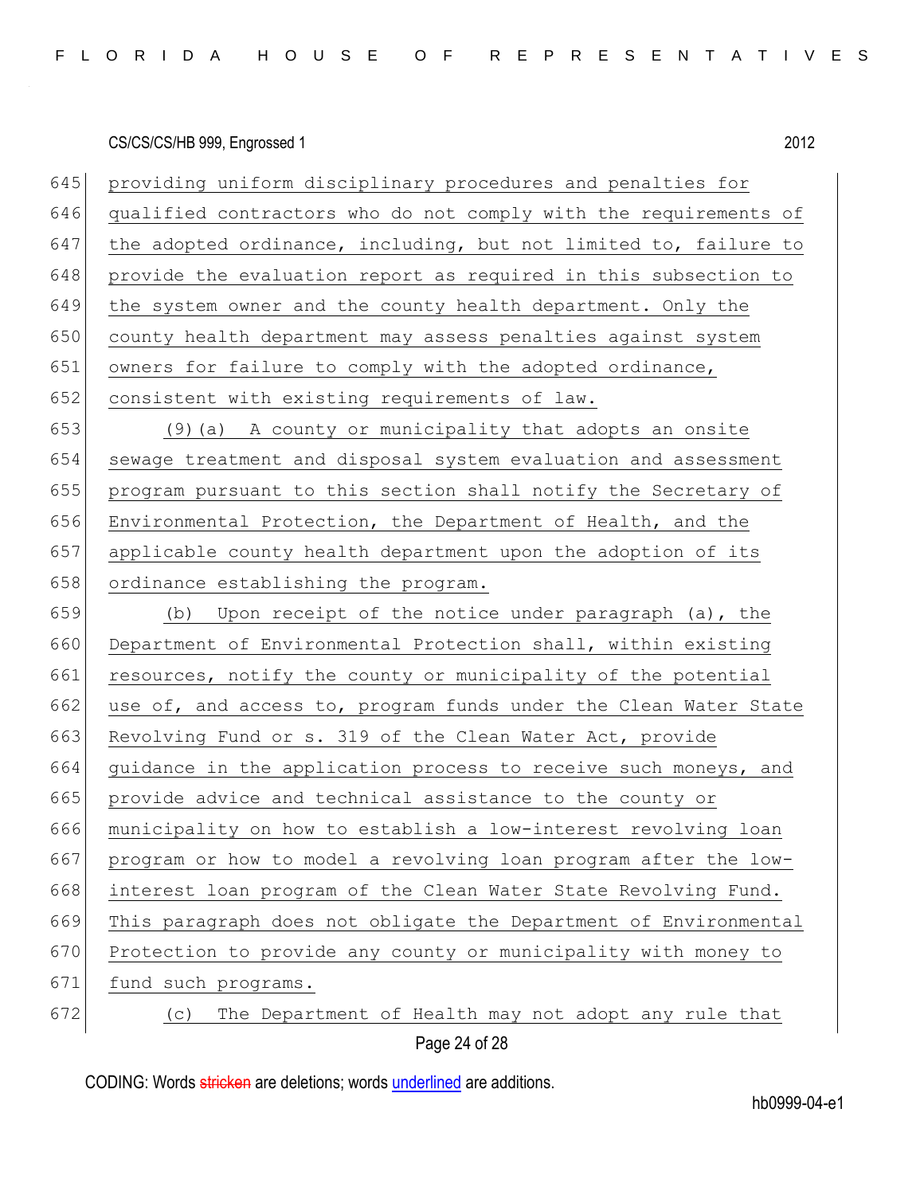providing uniform disciplinary procedures and penalties for qualified contractors who do not comply with the requirements of the adopted ordinance, including, but not limited to, failure to provide the evaluation report as required in this subsection to the system owner and the county health department. Only the county health department may assess penalties against system owners for failure to comply with the adopted ordinance, consistent with existing requirements of law.

(9)(a) A county or municipality that adopts an onsite sewage treatment and disposal system evaluation and assessment program pursuant to this section shall notify the Secretary of Environmental Protection, the Department of Health, and the applicable county health department upon the adoption of its ordinance establishing the program.

(b) Upon receipt of the notice under paragraph (a), the Department of Environmental Protection shall, within existing resources, notify the county or municipality of the potential use of, and access to, program funds under the Clean Water State Revolving Fund or s. 319 of the Clean Water Act, provide guidance in the application process to receive such moneys, and provide advice and technical assistance to the county or municipality on how to establish a low-interest revolving loan program or how to model a revolving loan program after the low-interest loan program of the Clean Water State Revolving Fund. This paragraph does not obligate the Department of Environmental Protection to provide any county or municipality with money to fund such programs.

(c) The Department of Health may not adopt any rule that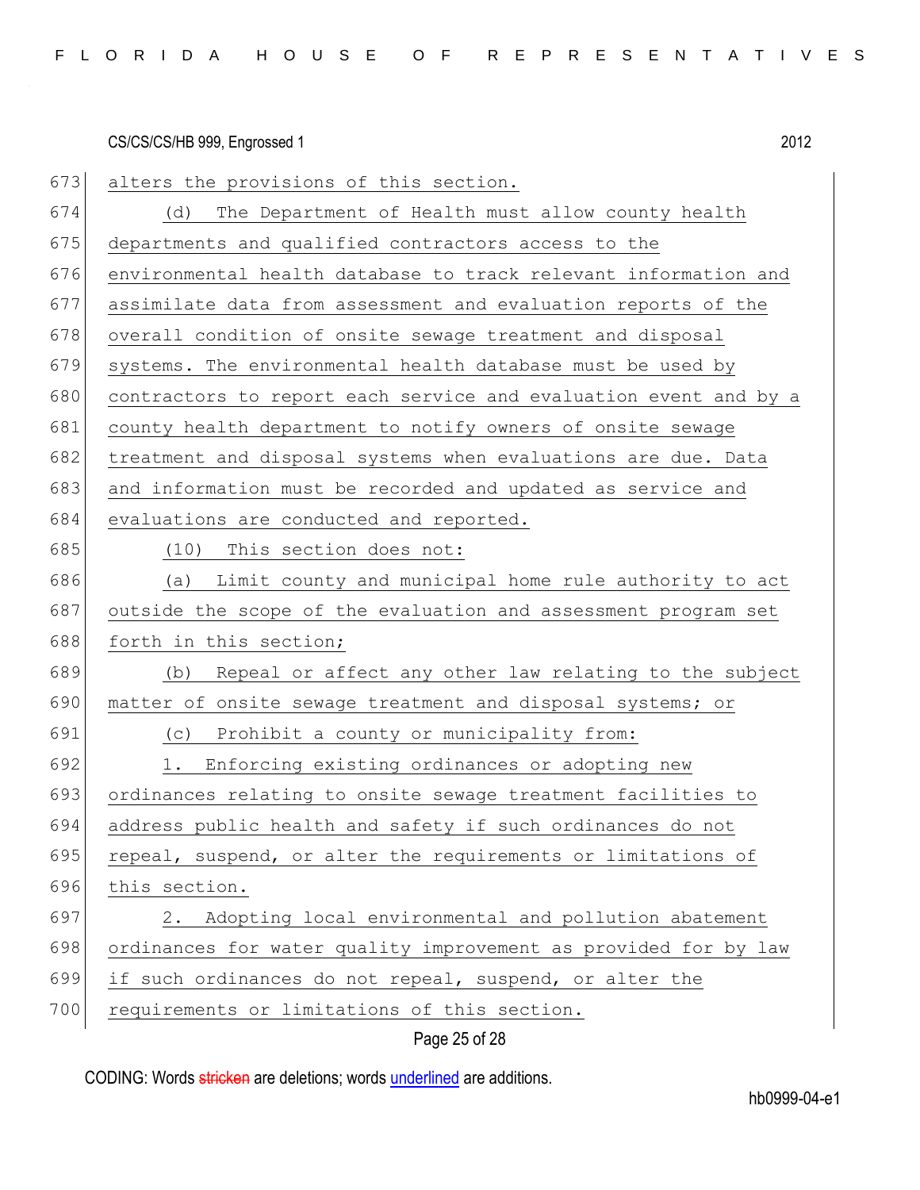alters the provisions of this section.

(d) The Department of Health must allow county health departments and qualified contractors access to the environmental health database to track relevant information and assimilate data from assessment and evaluation reports of the overall condition of onsite sewage treatment and disposal systems. The environmental health database must be used by contractors to report each service and evaluation event and by a county health department to notify owners of onsite sewage treatment and disposal systems when evaluations are due. Data and information must be recorded and updated as service and evaluations are conducted and reported.

(10) This section does not:

(a) Limit county and municipal home rule authority to act outside the scope of the evaluation and assessment program set forth in this section;

(b) Repeal or affect any other law relating to the subject matter of onsite sewage treatment and disposal systems; or

(c) Prohibit a county or municipality from:

1. Enforcing existing ordinances or adopting new ordinances relating to onsite sewage treatment facilities to address public health and safety if such ordinances do not repeal, suspend, or alter the requirements or limitations of this section.

2. Adopting local environmental and pollution abatement ordinances for water quality improvement as provided for by law if such ordinances do not repeal, suspend, or alter the requirements or limitations of this section.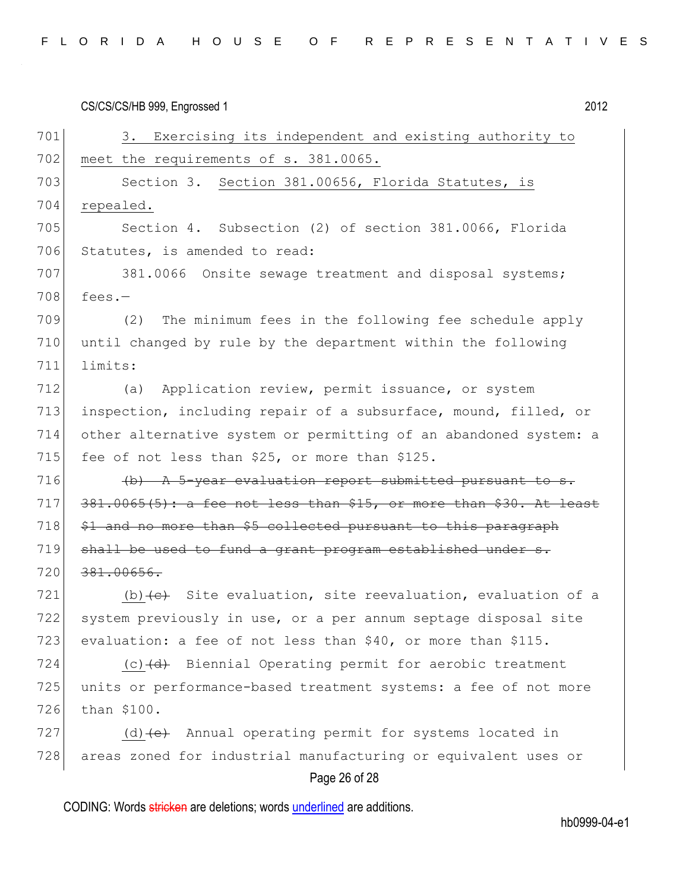3. Exercising its independent and existing authority to meet the requirements of s. 381.0065.

Section 3. Section 381.00656, Florida Statutes, is repealed.

Section 4. Subsection (2) of section 381.0066, Florida Statutes, is amended to read:

381.0066 Onsite sewage treatment and disposal systems; fees.—

(2) The minimum fees in the following fee schedule apply until changed by rule by the department within the following limits:

(a) Application review, permit issuance, or system inspection, including repair of a subsurface, mound, filled, or other alternative system or permitting of an abandoned system: a fee of not less than $25, or more than $125.

~~(b) A 5-year evaluation report submitted pursuant to s. 381.0065(5): a fee not less than $15, or more than $30. At least $1 and no more than $5 collected pursuant to this paragraph shall be used to fund a grant program established under s. 381.00656.~~

(b)~~(c)~~ Site evaluation, site reevaluation, evaluation of a system previously in use, or a per annum septage disposal site evaluation: a fee of not less than $40, or more than $115.

(c)~~(d)~~ Biennial Operating permit for aerobic treatment units or performance-based treatment systems: a fee of not more than $100.

(d)~~(e)~~ Annual operating permit for systems located in areas zoned for industrial manufacturing or equivalent uses or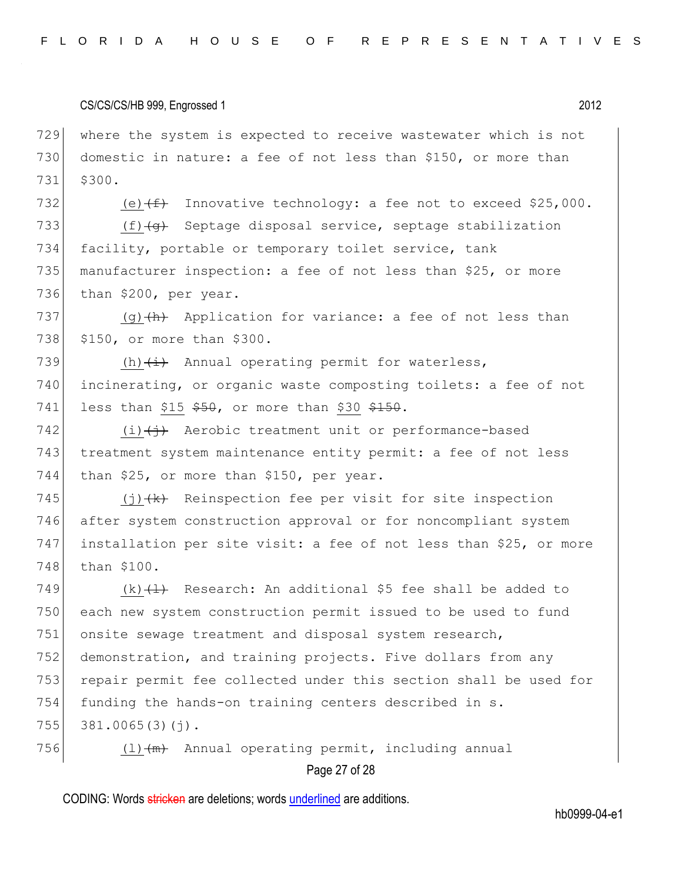where the system is expected to receive wastewater which is not domestic in nature: a fee of not less than $150, or more than $300.

(e)~~(f)~~ Innovative technology: a fee not to exceed $25,000.

(f)~~(g)~~ Septage disposal service, septage stabilization facility, portable or temporary toilet service, tank manufacturer inspection: a fee of not less than $25, or more than $200, per year.

(g)~~(h)~~ Application for variance: a fee of not less than $150, or more than $300.

(h)~~(i)~~ Annual operating permit for waterless, incinerating, or organic waste composting toilets: a fee of not less than $15 ~~$50~~, or more than $30 ~~$150~~.

(i)~~(j)~~ Aerobic treatment unit or performance-based treatment system maintenance entity permit: a fee of not less than $25, or more than $150, per year.

(j)~~(k)~~ Reinspection fee per visit for site inspection after system construction approval or for noncompliant system installation per site visit: a fee of not less than $25, or more than $100.

(k)~~(l)~~ Research: An additional $5 fee shall be added to each new system construction permit issued to be used to fund onsite sewage treatment and disposal system research, demonstration, and training projects. Five dollars from any repair permit fee collected under this section shall be used for funding the hands-on training centers described in s. 381.0065(3)(j).

(l)~~(m)~~ Annual operating permit, including annual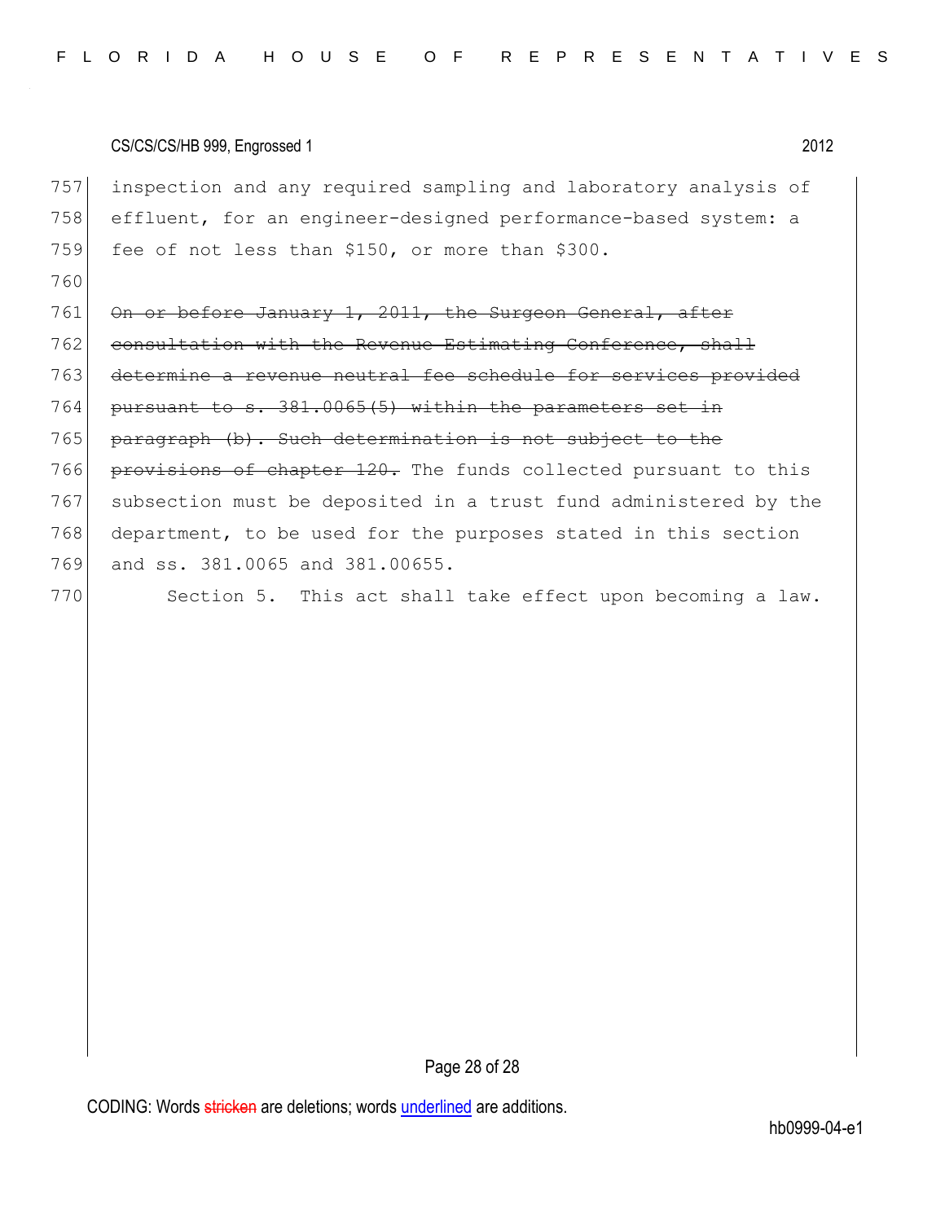inspection and any required sampling and laboratory analysis of effluent, for an engineer-designed performance-based system: a fee of not less than $150, or more than $300.

~~On or before January 1, 2011, the Surgeon General, after consultation with the Revenue Estimating Conference, shall determine a revenue neutral fee schedule for services provided pursuant to s. 381.0065(5) within the parameters set in paragraph (b). Such determination is not subject to the provisions of chapter 120.~~ The funds collected pursuant to this subsection must be deposited in a trust fund administered by the department, to be used for the purposes stated in this section and ss. 381.0065 and 381.00655.

Section 5. This act shall take effect upon becoming a law.